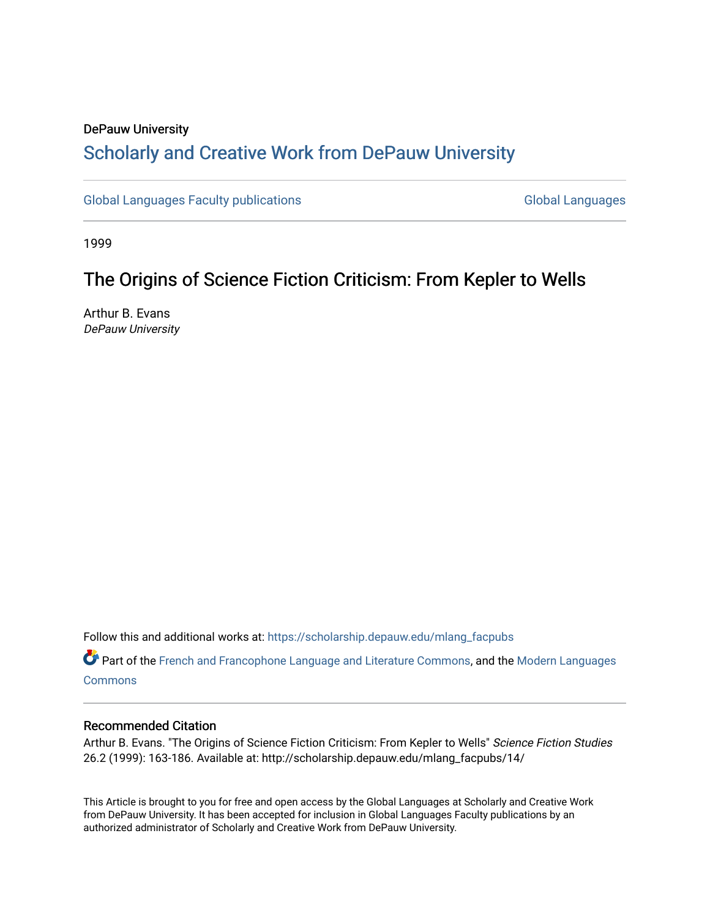DePauw University

# Scholarly and Creative Work from DePauw University

Global Languages Faculty publications | Global Languages

1999

## The Origins of Science Fiction Criticism: From Kepler to Wells

Arthur B. Evans
*DePauw University*

Follow this and additional works at: https://scholarship.depauw.edu/mlang_facpubs

Part of the French and Francophone Language and Literature Commons, and the Modern Languages Commons

### Recommended Citation

Arthur B. Evans. "The Origins of Science Fiction Criticism: From Kepler to Wells" *Science Fiction Studies* 26.2 (1999): 163-186. Available at: http://scholarship.depauw.edu/mlang_facpubs/14/

This Article is brought to you for free and open access by the Global Languages at Scholarly and Creative Work from DePauw University. It has been accepted for inclusion in Global Languages Faculty publications by an authorized administrator of Scholarly and Creative Work from DePauw University.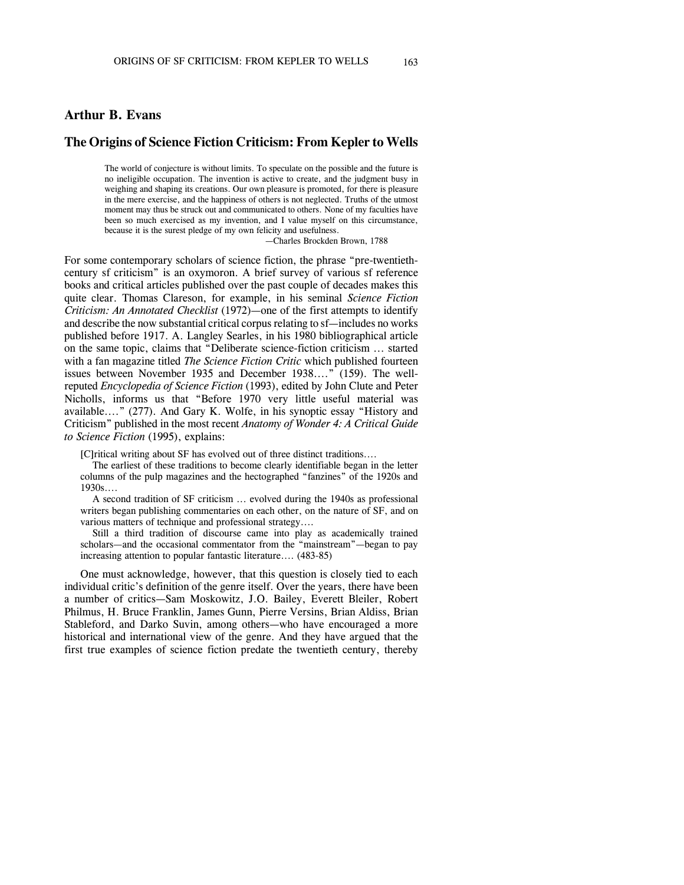## Arthur B. Evans

# The Origins of Science Fiction Criticism: From Kepler to Wells

> The world of conjecture is without limits. To speculate on the possible and the future is no ineligible occupation. The invention is active to create, and the judgment busy in weighing and shaping its creations. Our own pleasure is promoted, for there is pleasure in the mere exercise, and the happiness of others is not neglected. Truths of the utmost moment may thus be struck out and communicated to others. None of my faculties have been so much exercised as my invention, and I value myself on this circumstance, because it is the surest pledge of my own felicity and usefulness.
>
> —Charles Brockden Brown, 1788

For some contemporary scholars of science fiction, the phrase "pre-twentieth-century sf criticism" is an oxymoron. A brief survey of various sf reference books and critical articles published over the past couple of decades makes this quite clear. Thomas Clareson, for example, in his seminal *Science Fiction Criticism: An Annotated Checklist* (1972)—one of the first attempts to identify and describe the now substantial critical corpus relating to sf—includes no works published before 1917. A. Langley Searles, in his 1980 bibliographical article on the same topic, claims that "Deliberate science-fiction criticism … started with a fan magazine titled *The Science Fiction Critic* which published fourteen issues between November 1935 and December 1938…." (159). The well-reputed *Encyclopedia of Science Fiction* (1993), edited by John Clute and Peter Nicholls, informs us that "Before 1970 very little useful material was available…." (277). And Gary K. Wolfe, in his synoptic essay "History and Criticism" published in the most recent *Anatomy of Wonder 4: A Critical Guide to Science Fiction* (1995), explains:

> [C]ritical writing about SF has evolved out of three distinct traditions….
>
> The earliest of these traditions to become clearly identifiable began in the letter columns of the pulp magazines and the hectographed "fanzines" of the 1920s and 1930s….
>
> A second tradition of SF criticism … evolved during the 1940s as professional writers began publishing commentaries on each other, on the nature of SF, and on various matters of technique and professional strategy….
>
> Still a third tradition of discourse came into play as academically trained scholars—and the occasional commentator from the "mainstream"—began to pay increasing attention to popular fantastic literature…. (483-85)

One must acknowledge, however, that this question is closely tied to each individual critic's definition of the genre itself. Over the years, there have been a number of critics—Sam Moskowitz, J.O. Bailey, Everett Bleiler, Robert Philmus, H. Bruce Franklin, James Gunn, Pierre Versins, Brian Aldiss, Brian Stableford, and Darko Suvin, among others—who have encouraged a more historical and international view of the genre. And they have argued that the first true examples of science fiction predate the twentieth century, thereby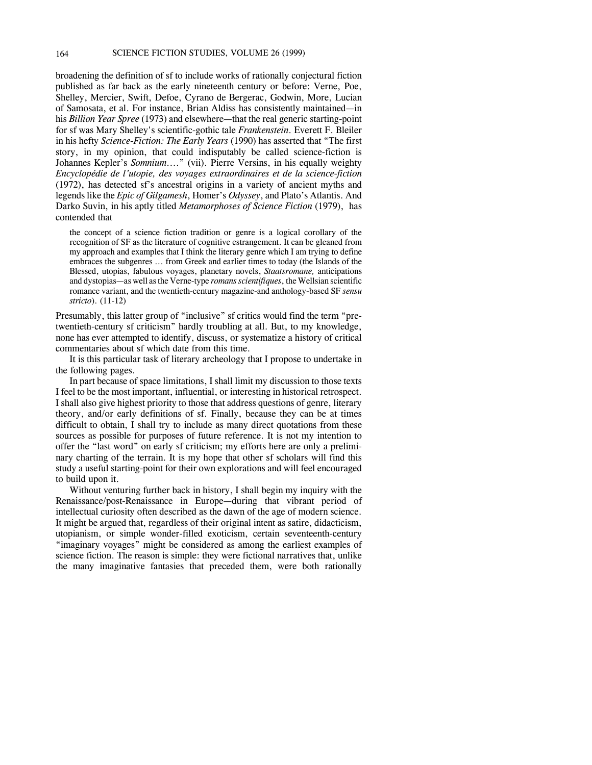broadening the definition of sf to include works of rationally conjectural fiction published as far back as the early nineteenth century or before: Verne, Poe, Shelley, Mercier, Swift, Defoe, Cyrano de Bergerac, Godwin, More, Lucian of Samosata, et al. For instance, Brian Aldiss has consistently maintained—in his *Billion Year Spree* (1973) and elsewhere—that the real generic starting-point for sf was Mary Shelley's scientific-gothic tale *Frankenstein*. Everett F. Bleiler in his hefty *Science-Fiction: The Early Years* (1990) has asserted that "The first story, in my opinion, that could indisputably be called science-fiction is Johannes Kepler's *Somnium*…." (vii). Pierre Versins, in his equally weighty *Encyclopédie de l'utopie, des voyages extraordinaires et de la science-fiction* (1972), has detected sf's ancestral origins in a variety of ancient myths and legends like the *Epic of Gilgamesh*, Homer's *Odyssey*, and Plato's Atlantis. And Darko Suvin, in his aptly titled *Metamorphoses of Science Fiction* (1979), has contended that

> the concept of a science fiction tradition or genre is a logical corollary of the recognition of SF as the literature of cognitive estrangement. It can be gleaned from my approach and examples that I think the literary genre which I am trying to define embraces the subgenres … from Greek and earlier times to today (the Islands of the Blessed, utopias, fabulous voyages, planetary novels, *Staatsromane,* anticipations and dystopias—as well as the Verne-type *romans scientifiques*, the Wellsian scientific romance variant, and the twentieth-century magazine-and anthology-based SF *sensu stricto*). (11-12)

Presumably, this latter group of "inclusive" sf critics would find the term "pre-twentieth-century sf criticism" hardly troubling at all. But, to my knowledge, none has ever attempted to identify, discuss, or systematize a history of critical commentaries about sf which date from this time.

It is this particular task of literary archeology that I propose to undertake in the following pages.

In part because of space limitations, I shall limit my discussion to those texts I feel to be the most important, influential, or interesting in historical retrospect. I shall also give highest priority to those that address questions of genre, literary theory, and/or early definitions of sf. Finally, because they can be at times difficult to obtain, I shall try to include as many direct quotations from these sources as possible for purposes of future reference. It is not my intention to offer the "last word" on early sf criticism; my efforts here are only a preliminary charting of the terrain. It is my hope that other sf scholars will find this study a useful starting-point for their own explorations and will feel encouraged to build upon it.

Without venturing further back in history, I shall begin my inquiry with the Renaissance/post-Renaissance in Europe—during that vibrant period of intellectual curiosity often described as the dawn of the age of modern science. It might be argued that, regardless of their original intent as satire, didacticism, utopianism, or simple wonder-filled exoticism, certain seventeenth-century "imaginary voyages" might be considered as among the earliest examples of science fiction. The reason is simple: they were fictional narratives that, unlike the many imaginative fantasies that preceded them, were both rationally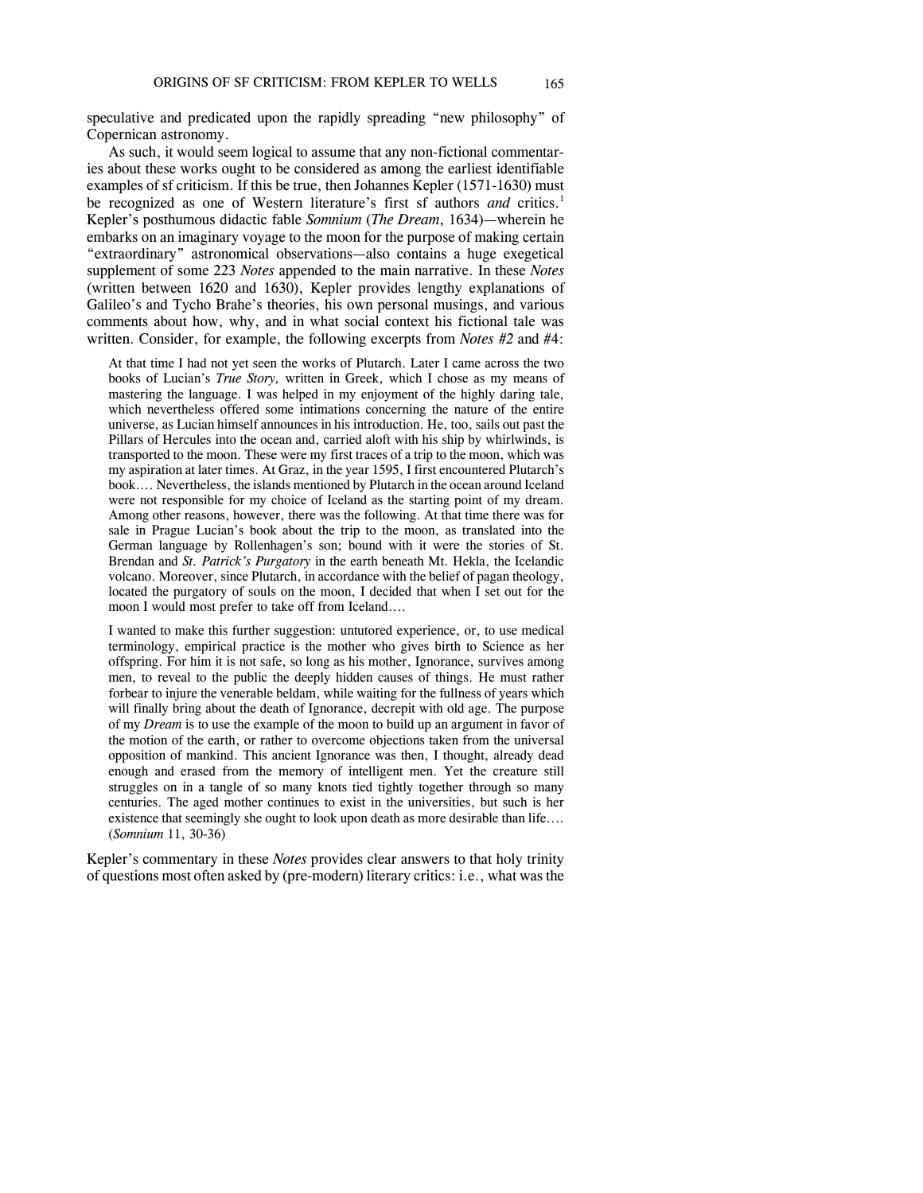speculative and predicated upon the rapidly spreading "new philosophy" of Copernican astronomy.

As such, it would seem logical to assume that any non-fictional commentaries about these works ought to be considered as among the earliest identifiable examples of sf criticism. If this be true, then Johannes Kepler (1571-1630) must be recognized as one of Western literature's first sf authors *and* critics.[1] Kepler's posthumous didactic fable *Somnium* (*The Dream*, 1634)—wherein he embarks on an imaginary voyage to the moon for the purpose of making certain "extraordinary" astronomical observations—also contains a huge exegetical supplement of some 223 *Notes* appended to the main narrative. In these *Notes* (written between 1620 and 1630), Kepler provides lengthy explanations of Galileo's and Tycho Brahe's theories, his own personal musings, and various comments about how, why, and in what social context his fictional tale was written. Consider, for example, the following excerpts from *Notes #2* and #4:

> At that time I had not yet seen the works of Plutarch. Later I came across the two books of Lucian's *True Story,* written in Greek, which I chose as my means of mastering the language. I was helped in my enjoyment of the highly daring tale, which nevertheless offered some intimations concerning the nature of the entire universe, as Lucian himself announces in his introduction. He, too, sails out past the Pillars of Hercules into the ocean and, carried aloft with his ship by whirlwinds, is transported to the moon. These were my first traces of a trip to the moon, which was my aspiration at later times. At Graz, in the year 1595, I first encountered Plutarch's book.... Nevertheless, the islands mentioned by Plutarch in the ocean around Iceland were not responsible for my choice of Iceland as the starting point of my dream. Among other reasons, however, there was the following. At that time there was for sale in Prague Lucian's book about the trip to the moon, as translated into the German language by Rollenhagen's son; bound with it were the stories of St. Brendan and *St. Patrick's Purgatory* in the earth beneath Mt. Hekla, the Icelandic volcano. Moreover, since Plutarch, in accordance with the belief of pagan theology, located the purgatory of souls on the moon, I decided that when I set out for the moon I would most prefer to take off from Iceland....
>
> I wanted to make this further suggestion: untutored experience, or, to use medical terminology, empirical practice is the mother who gives birth to Science as her offspring. For him it is not safe, so long as his mother, Ignorance, survives among men, to reveal to the public the deeply hidden causes of things. He must rather forbear to injure the venerable beldam, while waiting for the fullness of years which will finally bring about the death of Ignorance, decrepit with old age. The purpose of my *Dream* is to use the example of the moon to build up an argument in favor of the motion of the earth, or rather to overcome objections taken from the universal opposition of mankind. This ancient Ignorance was then, I thought, already dead enough and erased from the memory of intelligent men. Yet the creature still struggles on in a tangle of so many knots tied tightly together through so many centuries. The aged mother continues to exist in the universities, but such is her existence that seemingly she ought to look upon death as more desirable than life.... (*Somnium* 11, 30-36)

Kepler's commentary in these *Notes* provides clear answers to that holy trinity of questions most often asked by (pre-modern) literary critics: i.e., what was the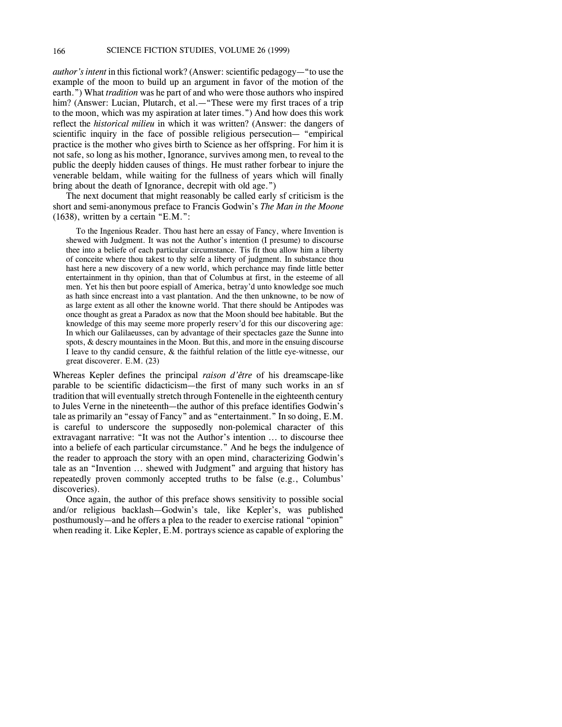*author's intent* in this fictional work? (Answer: scientific pedagogy—"to use the example of the moon to build up an argument in favor of the motion of the earth.") What *tradition* was he part of and who were those authors who inspired him? (Answer: Lucian, Plutarch, et al.—"These were my first traces of a trip to the moon, which was my aspiration at later times.") And how does this work reflect the *historical milieu* in which it was written? (Answer: the dangers of scientific inquiry in the face of possible religious persecution— "empirical practice is the mother who gives birth to Science as her offspring. For him it is not safe, so long as his mother, Ignorance, survives among men, to reveal to the public the deeply hidden causes of things. He must rather forbear to injure the venerable beldam, while waiting for the fullness of years which will finally bring about the death of Ignorance, decrepit with old age.")

The next document that might reasonably be called early sf criticism is the short and semi-anonymous preface to Francis Godwin's *The Man in the Moone* (1638), written by a certain "E.M.":

> To the Ingenious Reader. Thou hast here an essay of Fancy, where Invention is shewed with Judgment. It was not the Author's intention (I presume) to discourse thee into a beliefe of each particular circumstance. Tis fit thou allow him a liberty of conceite where thou takest to thy selfe a liberty of judgment. In substance thou hast here a new discovery of a new world, which perchance may finde little better entertainment in thy opinion, than that of Columbus at first, in the esteeme of all men. Yet his then but poore espiall of America, betray'd unto knowledge soe much as hath since encreast into a vast plantation. And the then unknowne, to be now of as large extent as all other the knowne world. That there should be Antipodes was once thought as great a Paradox as now that the Moon should bee habitable. But the knowledge of this may seeme more properly reserv'd for this our discovering age: In which our Galilaeusses, can by advantage of their spectacles gaze the Sunne into spots, & descry mountaines in the Moon. But this, and more in the ensuing discourse I leave to thy candid censure, & the faithful relation of the little eye-witnesse, our great discoverer. E.M. (23)

Whereas Kepler defines the principal *raison d'être* of his dreamscape-like parable to be scientific didacticism—the first of many such works in an sf tradition that will eventually stretch through Fontenelle in the eighteenth century to Jules Verne in the nineteenth—the author of this preface identifies Godwin's tale as primarily an "essay of Fancy" and as "entertainment." In so doing, E.M. is careful to underscore the supposedly non-polemical character of this extravagant narrative: "It was not the Author's intention … to discourse thee into a beliefe of each particular circumstance." And he begs the indulgence of the reader to approach the story with an open mind, characterizing Godwin's tale as an "Invention … shewed with Judgment" and arguing that history has repeatedly proven commonly accepted truths to be false (e.g., Columbus' discoveries).

Once again, the author of this preface shows sensitivity to possible social and/or religious backlash—Godwin's tale, like Kepler's, was published posthumously—and he offers a plea to the reader to exercise rational "opinion" when reading it. Like Kepler, E.M. portrays science as capable of exploring the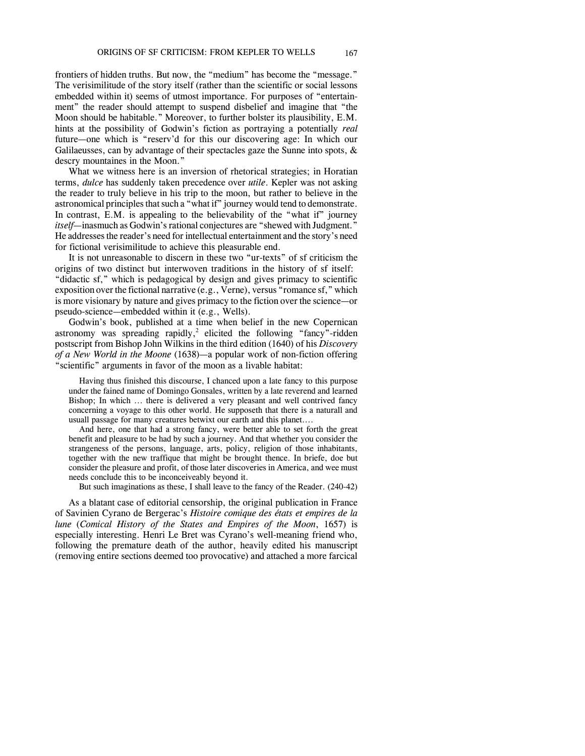frontiers of hidden truths. But now, the "medium" has become the "message." The verisimilitude of the story itself (rather than the scientific or social lessons embedded within it) seems of utmost importance. For purposes of "entertainment" the reader should attempt to suspend disbelief and imagine that "the Moon should be habitable." Moreover, to further bolster its plausibility, E.M. hints at the possibility of Godwin's fiction as portraying a potentially *real* future—one which is "reserv'd for this our discovering age: In which our Galilaeusses, can by advantage of their spectacles gaze the Sunne into spots, & descry mountaines in the Moon."

What we witness here is an inversion of rhetorical strategies; in Horatian terms, *dulce* has suddenly taken precedence over *utile*. Kepler was not asking the reader to truly believe in his trip to the moon, but rather to believe in the astronomical principles that such a "what if" journey would tend to demonstrate. In contrast, E.M. is appealing to the believability of the "what if" journey *itself*—inasmuch as Godwin's rational conjectures are "shewed with Judgment." He addresses the reader's need for intellectual entertainment and the story's need for fictional verisimilitude to achieve this pleasurable end.

It is not unreasonable to discern in these two "ur-texts" of sf criticism the origins of two distinct but interwoven traditions in the history of sf itself: "didactic sf," which is pedagogical by design and gives primacy to scientific exposition over the fictional narrative (e.g., Verne), versus "romance sf," which is more visionary by nature and gives primacy to the fiction over the science—or pseudo-science—embedded within it (e.g., Wells).

Godwin's book, published at a time when belief in the new Copernican astronomy was spreading rapidly,[2] elicited the following "fancy"-ridden postscript from Bishop John Wilkins in the third edition (1640) of his *Discovery of a New World in the Moone* (1638)—a popular work of non-fiction offering "scientific" arguments in favor of the moon as a livable habitat:

> Having thus finished this discourse, I chanced upon a late fancy to this purpose under the fained name of Domingo Gonsales, written by a late reverend and learned Bishop; In which … there is delivered a very pleasant and well contrived fancy concerning a voyage to this other world. He supposeth that there is a naturall and usuall passage for many creatures betwixt our earth and this planet….
>
> And here, one that had a strong fancy, were better able to set forth the great benefit and pleasure to be had by such a journey. And that whether you consider the strangeness of the persons, language, arts, policy, religion of those inhabitants, together with the new traffique that might be brought thence. In briefe, doe but consider the pleasure and profit, of those later discoveries in America, and wee must needs conclude this to be inconceiveably beyond it.
>
> But such imaginations as these, I shall leave to the fancy of the Reader. (240-42)

As a blatant case of editorial censorship, the original publication in France of Savinien Cyrano de Bergerac's *Histoire comique des états et empires de la lune* (*Comical History of the States and Empires of the Moon*, 1657) is especially interesting. Henri Le Bret was Cyrano's well-meaning friend who, following the premature death of the author, heavily edited his manuscript (removing entire sections deemed too provocative) and attached a more farcical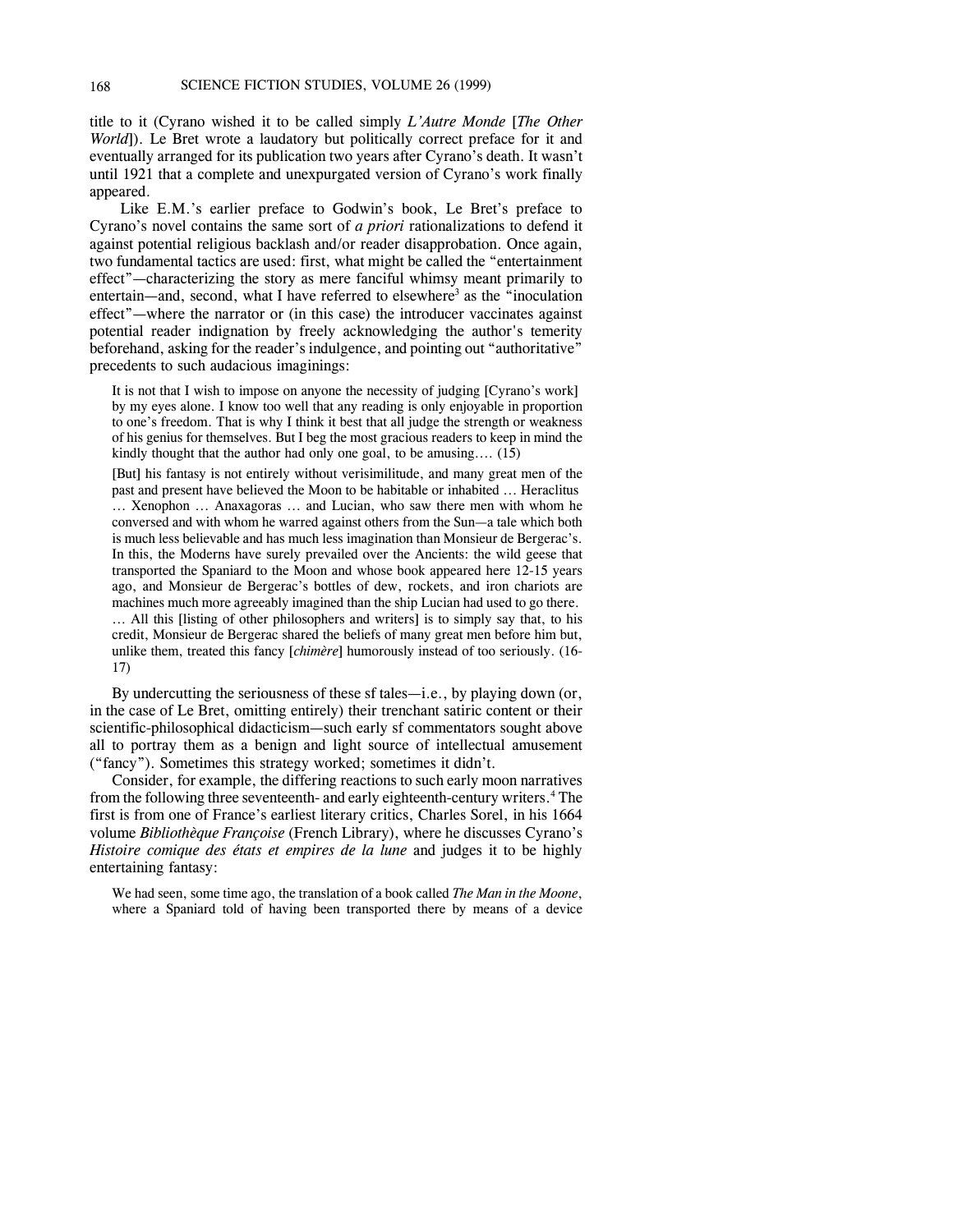title to it (Cyrano wished it to be called simply *L'Autre Monde* [*The Other World*]). Le Bret wrote a laudatory but politically correct preface for it and eventually arranged for its publication two years after Cyrano's death. It wasn't until 1921 that a complete and unexpurgated version of Cyrano's work finally appeared.

Like E.M.'s earlier preface to Godwin's book, Le Bret's preface to Cyrano's novel contains the same sort of *a priori* rationalizations to defend it against potential religious backlash and/or reader disapprobation. Once again, two fundamental tactics are used: first, what might be called the "entertainment effect"—characterizing the story as mere fanciful whimsy meant primarily to entertain—and, second, what I have referred to elsewhere[3] as the "inoculation effect"—where the narrator or (in this case) the introducer vaccinates against potential reader indignation by freely acknowledging the author's temerity beforehand, asking for the reader's indulgence, and pointing out "authoritative" precedents to such audacious imaginings:

> It is not that I wish to impose on anyone the necessity of judging [Cyrano's work] by my eyes alone. I know too well that any reading is only enjoyable in proportion to one's freedom. That is why I think it best that all judge the strength or weakness of his genius for themselves. But I beg the most gracious readers to keep in mind the kindly thought that the author had only one goal, to be amusing.... (15)
>
> [But] his fantasy is not entirely without verisimilitude, and many great men of the past and present have believed the Moon to be habitable or inhabited ... Heraclitus ... Xenophon ... Anaxagoras ... and Lucian, who saw there men with whom he conversed and with whom he warred against others from the Sun—a tale which both is much less believable and has much less imagination than Monsieur de Bergerac's. In this, the Moderns have surely prevailed over the Ancients: the wild geese that transported the Spaniard to the Moon and whose book appeared here 12-15 years ago, and Monsieur de Bergerac's bottles of dew, rockets, and iron chariots are machines much more agreeably imagined than the ship Lucian had used to go there. ... All this [listing of other philosophers and writers] is to simply say that, to his credit, Monsieur de Bergerac shared the beliefs of many great men before him but, unlike them, treated this fancy [*chimère*] humorously instead of too seriously. (16-17)

By undercutting the seriousness of these sf tales—i.e., by playing down (or, in the case of Le Bret, omitting entirely) their trenchant satiric content or their scientific-philosophical didacticism—such early sf commentators sought above all to portray them as a benign and light source of intellectual amusement ("fancy"). Sometimes this strategy worked; sometimes it didn't.

Consider, for example, the differing reactions to such early moon narratives from the following three seventeenth- and early eighteenth-century writers.[4] The first is from one of France's earliest literary critics, Charles Sorel, in his 1664 volume *Bibliothèque Françoise* (French Library), where he discusses Cyrano's *Histoire comique des états et empires de la lune* and judges it to be highly entertaining fantasy:

> We had seen, some time ago, the translation of a book called *The Man in the Moone*, where a Spaniard told of having been transported there by means of a device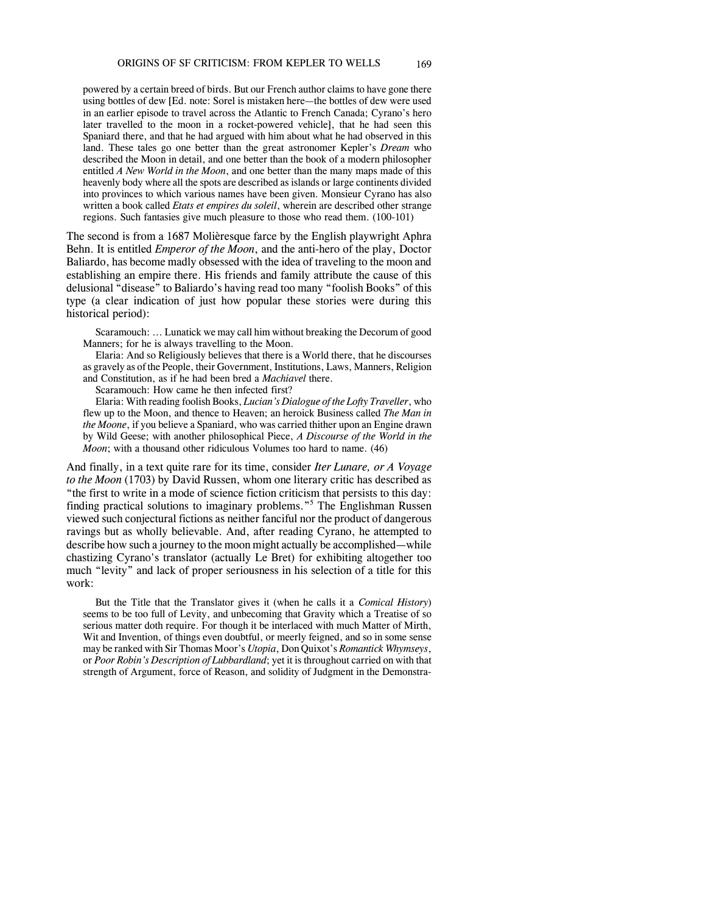> powered by a certain breed of birds. But our French author claims to have gone there using bottles of dew [Ed. note: Sorel is mistaken here—the bottles of dew were used in an earlier episode to travel across the Atlantic to French Canada; Cyrano's hero later travelled to the moon in a rocket-powered vehicle], that he had seen this Spaniard there, and that he had argued with him about what he had observed in this land. These tales go one better than the great astronomer Kepler's *Dream* who described the Moon in detail, and one better than the book of a modern philosopher entitled *A New World in the Moon*, and one better than the many maps made of this heavenly body where all the spots are described as islands or large continents divided into provinces to which various names have been given. Monsieur Cyrano has also written a book called *Etats et empires du soleil*, wherein are described other strange regions. Such fantasies give much pleasure to those who read them. (100-101)

The second is from a 1687 Molièresque farce by the English playwright Aphra Behn. It is entitled *Emperor of the Moon*, and the anti-hero of the play, Doctor Baliardo, has become madly obsessed with the idea of traveling to the moon and establishing an empire there. His friends and family attribute the cause of this delusional "disease" to Baliardo's having read too many "foolish Books" of this type (a clear indication of just how popular these stories were during this historical period):

> Scaramouch: … Lunatick we may call him without breaking the Decorum of good Manners; for he is always travelling to the Moon.
>
> Elaria: And so Religiously believes that there is a World there, that he discourses as gravely as of the People, their Government, Institutions, Laws, Manners, Religion and Constitution, as if he had been bred a *Machiavel* there.
>
> Scaramouch: How came he then infected first?
>
> Elaria: With reading foolish Books, *Lucian's Dialogue of the Lofty Traveller*, who flew up to the Moon, and thence to Heaven; an heroick Business called *The Man in the Moone*, if you believe a Spaniard, who was carried thither upon an Engine drawn by Wild Geese; with another philosophical Piece, *A Discourse of the World in the Moon*; with a thousand other ridiculous Volumes too hard to name. (46)

And finally, in a text quite rare for its time, consider *Iter Lunare, or A Voyage to the Moon* (1703) by David Russen, whom one literary critic has described as "the first to write in a mode of science fiction criticism that persists to this day: finding practical solutions to imaginary problems."[5] The Englishman Russen viewed such conjectural fictions as neither fanciful nor the product of dangerous ravings but as wholly believable. And, after reading Cyrano, he attempted to describe how such a journey to the moon might actually be accomplished—while chastizing Cyrano's translator (actually Le Bret) for exhibiting altogether too much "levity" and lack of proper seriousness in his selection of a title for this work:

> But the Title that the Translator gives it (when he calls it a *Comical History*) seems to be too full of Levity, and unbecoming that Gravity which a Treatise of so serious matter doth require. For though it be interlaced with much Matter of Mirth, Wit and Invention, of things even doubtful, or meerly feigned, and so in some sense may be ranked with Sir Thomas Moor's *Utopia*, Don Quixot's *Romantick Whymseys*, or *Poor Robin's Description of Lubbardland*; yet it is throughout carried on with that strength of Argument, force of Reason, and solidity of Judgment in the Demonstra-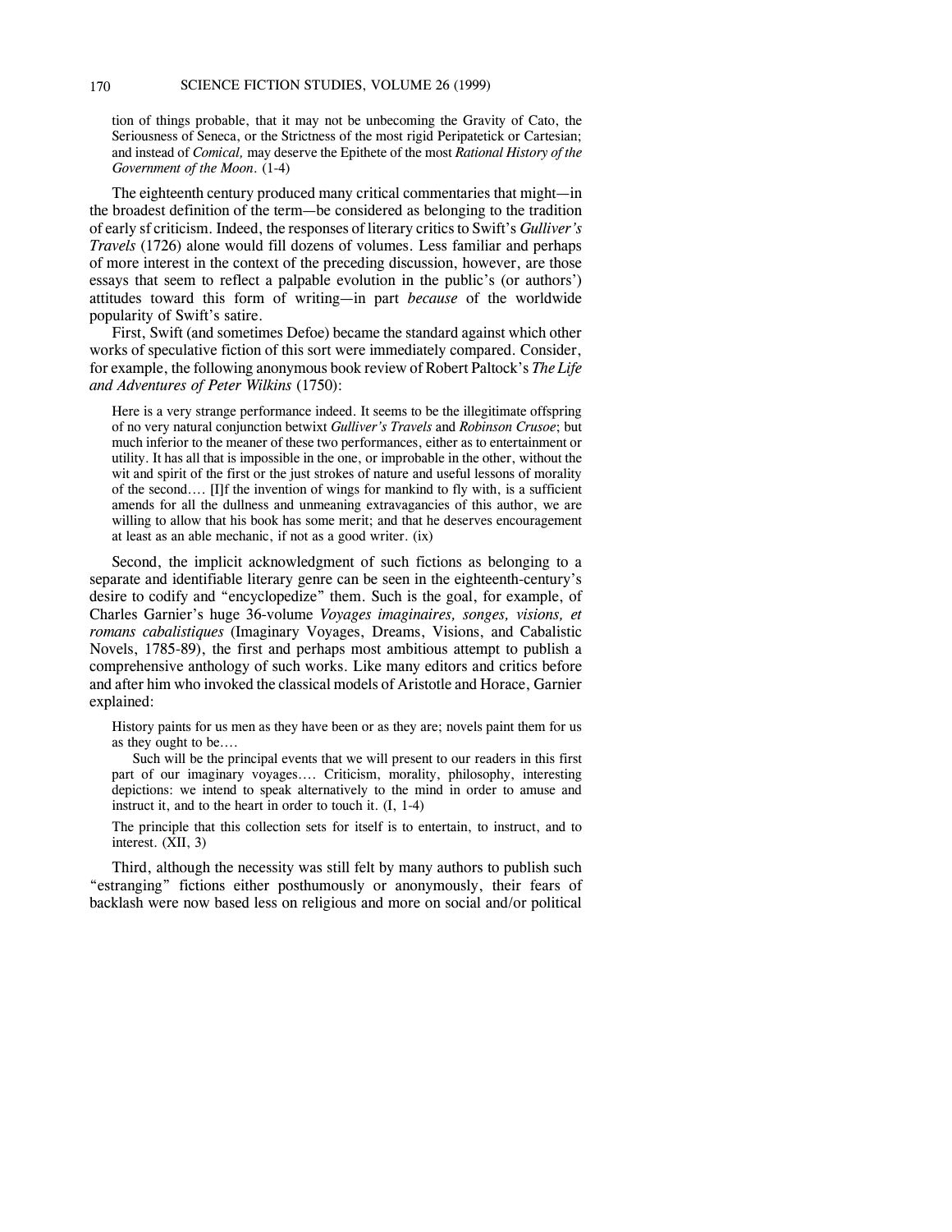tion of things probable, that it may not be unbecoming the Gravity of Cato, the Seriousness of Seneca, or the Strictness of the most rigid Peripatetick or Cartesian; and instead of *Comical,* may deserve the Epithete of the most *Rational History of the Government of the Moon*. (1-4)

The eighteenth century produced many critical commentaries that might—in the broadest definition of the term—be considered as belonging to the tradition of early sf criticism. Indeed, the responses of literary critics to Swift's *Gulliver's Travels* (1726) alone would fill dozens of volumes. Less familiar and perhaps of more interest in the context of the preceding discussion, however, are those essays that seem to reflect a palpable evolution in the public's (or authors') attitudes toward this form of writing—in part *because* of the worldwide popularity of Swift's satire.

First, Swift (and sometimes Defoe) became the standard against which other works of speculative fiction of this sort were immediately compared. Consider, for example, the following anonymous book review of Robert Paltock's *The Life and Adventures of Peter Wilkins* (1750):

> Here is a very strange performance indeed. It seems to be the illegitimate offspring of no very natural conjunction betwixt *Gulliver's Travels* and *Robinson Crusoe*; but much inferior to the meaner of these two performances, either as to entertainment or utility. It has all that is impossible in the one, or improbable in the other, without the wit and spirit of the first or the just strokes of nature and useful lessons of morality of the second.... [I]f the invention of wings for mankind to fly with, is a sufficient amends for all the dullness and unmeaning extravagancies of this author, we are willing to allow that his book has some merit; and that he deserves encouragement at least as an able mechanic, if not as a good writer. (ix)

Second, the implicit acknowledgment of such fictions as belonging to a separate and identifiable literary genre can be seen in the eighteenth-century's desire to codify and "encyclopedize" them. Such is the goal, for example, of Charles Garnier's huge 36-volume *Voyages imaginaires, songes, visions, et romans cabalistiques* (Imaginary Voyages, Dreams, Visions, and Cabalistic Novels, 1785-89), the first and perhaps most ambitious attempt to publish a comprehensive anthology of such works. Like many editors and critics before and after him who invoked the classical models of Aristotle and Horace, Garnier explained:

> History paints for us men as they have been or as they are; novels paint them for us as they ought to be....
>
> Such will be the principal events that we will present to our readers in this first part of our imaginary voyages.... Criticism, morality, philosophy, interesting depictions: we intend to speak alternatively to the mind in order to amuse and instruct it, and to the heart in order to touch it. (I, 1-4)

> The principle that this collection sets for itself is to entertain, to instruct, and to interest. (XII, 3)

Third, although the necessity was still felt by many authors to publish such "estranging" fictions either posthumously or anonymously, their fears of backlash were now based less on religious and more on social and/or political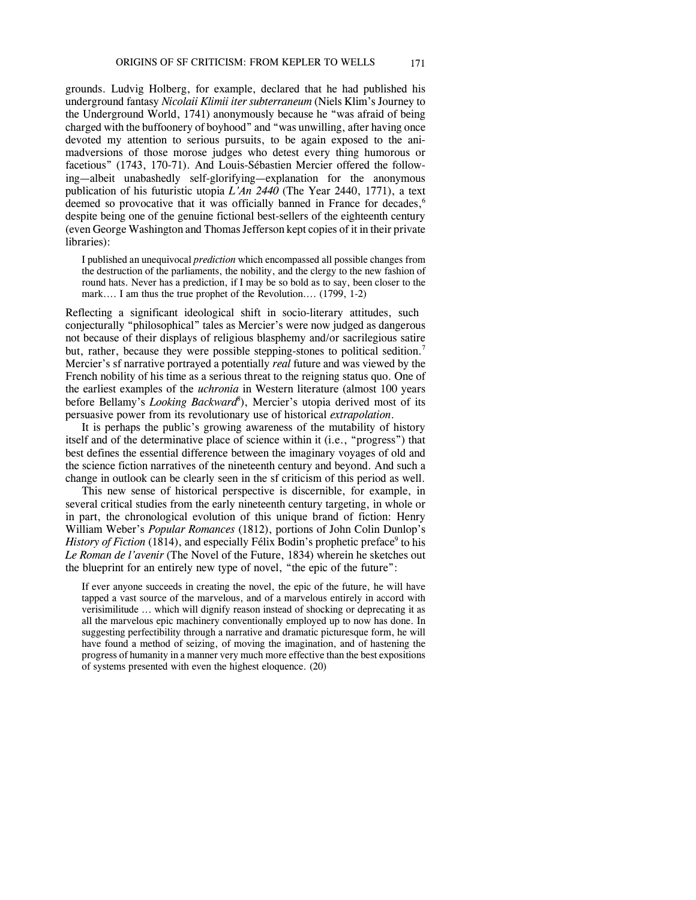grounds. Ludvig Holberg, for example, declared that he had published his underground fantasy *Nicolaii Klimii iter subterraneum* (Niels Klim's Journey to the Underground World, 1741) anonymously because he "was afraid of being charged with the buffoonery of boyhood" and "was unwilling, after having once devoted my attention to serious pursuits, to be again exposed to the animadversions of those morose judges who detest every thing humorous or facetious" (1743, 170-71). And Louis-Sébastien Mercier offered the following—albeit unabashedly self-glorifying—explanation for the anonymous publication of his futuristic utopia *L'An 2440* (The Year 2440, 1771), a text deemed so provocative that it was officially banned in France for decades,[6] despite being one of the genuine fictional best-sellers of the eighteenth century (even George Washington and Thomas Jefferson kept copies of it in their private libraries):

> I published an unequivocal *prediction* which encompassed all possible changes from the destruction of the parliaments, the nobility, and the clergy to the new fashion of round hats. Never has a prediction, if I may be so bold as to say, been closer to the mark…. I am thus the true prophet of the Revolution…. (1799, 1-2)

Reflecting a significant ideological shift in socio-literary attitudes, such conjecturally "philosophical" tales as Mercier's were now judged as dangerous not because of their displays of religious blasphemy and/or sacrilegious satire but, rather, because they were possible stepping-stones to political sedition.[7] Mercier's sf narrative portrayed a potentially *real* future and was viewed by the French nobility of his time as a serious threat to the reigning status quo. One of the earliest examples of the *uchronia* in Western literature (almost 100 years before Bellamy's *Looking Backward*[8]), Mercier's utopia derived most of its persuasive power from its revolutionary use of historical *extrapolation*.

It is perhaps the public's growing awareness of the mutability of history itself and of the determinative place of science within it (i.e., "progress") that best defines the essential difference between the imaginary voyages of old and the science fiction narratives of the nineteenth century and beyond. And such a change in outlook can be clearly seen in the sf criticism of this period as well.

This new sense of historical perspective is discernible, for example, in several critical studies from the early nineteenth century targeting, in whole or in part, the chronological evolution of this unique brand of fiction: Henry William Weber's *Popular Romances* (1812), portions of John Colin Dunlop's *History of Fiction* (1814), and especially Félix Bodin's prophetic preface[9] to his *Le Roman de l'avenir* (The Novel of the Future, 1834) wherein he sketches out the blueprint for an entirely new type of novel, "the epic of the future":

> If ever anyone succeeds in creating the novel, the epic of the future, he will have tapped a vast source of the marvelous, and of a marvelous entirely in accord with verisimilitude … which will dignify reason instead of shocking or deprecating it as all the marvelous epic machinery conventionally employed up to now has done. In suggesting perfectibility through a narrative and dramatic picturesque form, he will have found a method of seizing, of moving the imagination, and of hastening the progress of humanity in a manner very much more effective than the best expositions of systems presented with even the highest eloquence. (20)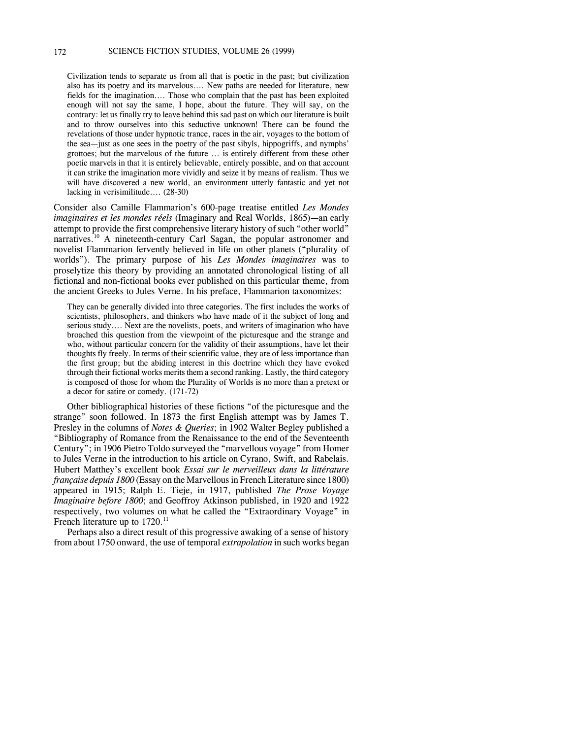> Civilization tends to separate us from all that is poetic in the past; but civilization also has its poetry and its marvelous.... New paths are needed for literature, new fields for the imagination.... Those who complain that the past has been exploited enough will not say the same, I hope, about the future. They will say, on the contrary: let us finally try to leave behind this sad past on which our literature is built and to throw ourselves into this seductive unknown! There can be found the revelations of those under hypnotic trance, races in the air, voyages to the bottom of the sea—just as one sees in the poetry of the past sibyls, hippogriffs, and nymphs' grottoes; but the marvelous of the future ... is entirely different from these other poetic marvels in that it is entirely believable, entirely possible, and on that account it can strike the imagination more vividly and seize it by means of realism. Thus we will have discovered a new world, an environment utterly fantastic and yet not lacking in verisimilitude.... (28-30)

Consider also Camille Flammarion's 600-page treatise entitled *Les Mondes imaginaires et les mondes réels* (Imaginary and Real Worlds, 1865)—an early attempt to provide the first comprehensive literary history of such "other world" narratives.[10] A nineteenth-century Carl Sagan, the popular astronomer and novelist Flammarion fervently believed in life on other planets ("plurality of worlds"). The primary purpose of his *Les Mondes imaginaires* was to proselytize this theory by providing an annotated chronological listing of all fictional and non-fictional books ever published on this particular theme, from the ancient Greeks to Jules Verne. In his preface, Flammarion taxonomizes:

> They can be generally divided into three categories. The first includes the works of scientists, philosophers, and thinkers who have made of it the subject of long and serious study.... Next are the novelists, poets, and writers of imagination who have broached this question from the viewpoint of the picturesque and the strange and who, without particular concern for the validity of their assumptions, have let their thoughts fly freely. In terms of their scientific value, they are of less importance than the first group; but the abiding interest in this doctrine which they have evoked through their fictional works merits them a second ranking. Lastly, the third category is composed of those for whom the Plurality of Worlds is no more than a pretext or a decor for satire or comedy. (171-72)

Other bibliographical histories of these fictions "of the picturesque and the strange" soon followed. In 1873 the first English attempt was by James T. Presley in the columns of *Notes & Queries*; in 1902 Walter Begley published a "Bibliography of Romance from the Renaissance to the end of the Seventeenth Century"; in 1906 Pietro Toldo surveyed the "marvellous voyage" from Homer to Jules Verne in the introduction to his article on Cyrano, Swift, and Rabelais. Hubert Matthey's excellent book *Essai sur le merveilleux dans la littérature française depuis 1800* (Essay on the Marvellous in French Literature since 1800) appeared in 1915; Ralph E. Tieje, in 1917, published *The Prose Voyage Imaginaire before 1800*; and Geoffroy Atkinson published, in 1920 and 1922 respectively, two volumes on what he called the "Extraordinary Voyage" in French literature up to 1720.[11]

Perhaps also a direct result of this progressive awaking of a sense of history from about 1750 onward, the use of temporal *extrapolation* in such works began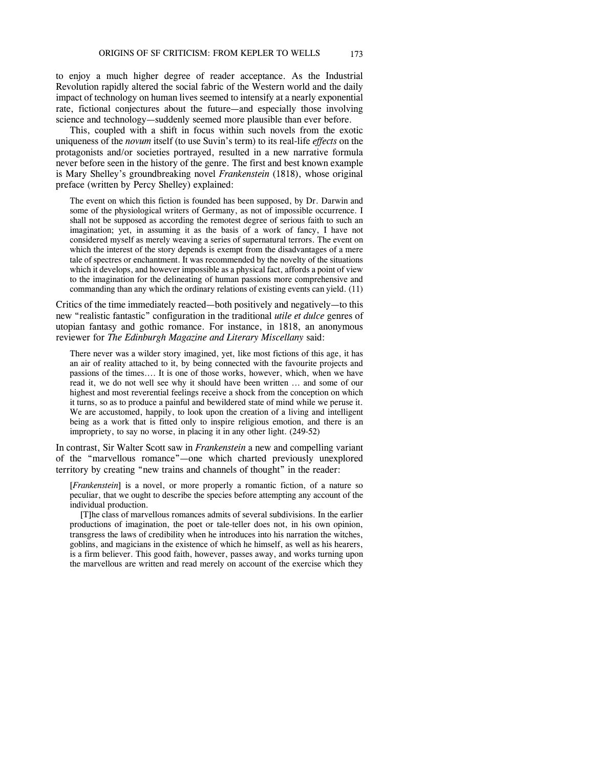to enjoy a much higher degree of reader acceptance. As the Industrial Revolution rapidly altered the social fabric of the Western world and the daily impact of technology on human lives seemed to intensify at a nearly exponential rate, fictional conjectures about the future—and especially those involving science and technology—suddenly seemed more plausible than ever before.

This, coupled with a shift in focus within such novels from the exotic uniqueness of the *novum* itself (to use Suvin's term) to its real-life *effects* on the protagonists and/or societies portrayed, resulted in a new narrative formula never before seen in the history of the genre. The first and best known example is Mary Shelley's groundbreaking novel *Frankenstein* (1818), whose original preface (written by Percy Shelley) explained:

> The event on which this fiction is founded has been supposed, by Dr. Darwin and some of the physiological writers of Germany, as not of impossible occurrence. I shall not be supposed as according the remotest degree of serious faith to such an imagination; yet, in assuming it as the basis of a work of fancy, I have not considered myself as merely weaving a series of supernatural terrors. The event on which the interest of the story depends is exempt from the disadvantages of a mere tale of spectres or enchantment. It was recommended by the novelty of the situations which it develops, and however impossible as a physical fact, affords a point of view to the imagination for the delineating of human passions more comprehensive and commanding than any which the ordinary relations of existing events can yield. (11)

Critics of the time immediately reacted—both positively and negatively—to this new "realistic fantastic" configuration in the traditional *utile et dulce* genres of utopian fantasy and gothic romance. For instance, in 1818, an anonymous reviewer for *The Edinburgh Magazine and Literary Miscellany* said:

> There never was a wilder story imagined, yet, like most fictions of this age, it has an air of reality attached to it, by being connected with the favourite projects and passions of the times.... It is one of those works, however, which, when we have read it, we do not well see why it should have been written ... and some of our highest and most reverential feelings receive a shock from the conception on which it turns, so as to produce a painful and bewildered state of mind while we peruse it. We are accustomed, happily, to look upon the creation of a living and intelligent being as a work that is fitted only to inspire religious emotion, and there is an impropriety, to say no worse, in placing it in any other light. (249-52)

In contrast, Sir Walter Scott saw in *Frankenstein* a new and compelling variant of the "marvellous romance"—one which charted previously unexplored territory by creating "new trains and channels of thought" in the reader:

> [*Frankenstein*] is a novel, or more properly a romantic fiction, of a nature so peculiar, that we ought to describe the species before attempting any account of the individual production.
>
> [T]he class of marvellous romances admits of several subdivisions. In the earlier productions of imagination, the poet or tale-teller does not, in his own opinion, transgress the laws of credibility when he introduces into his narration the witches, goblins, and magicians in the existence of which he himself, as well as his hearers, is a firm believer. This good faith, however, passes away, and works turning upon the marvellous are written and read merely on account of the exercise which they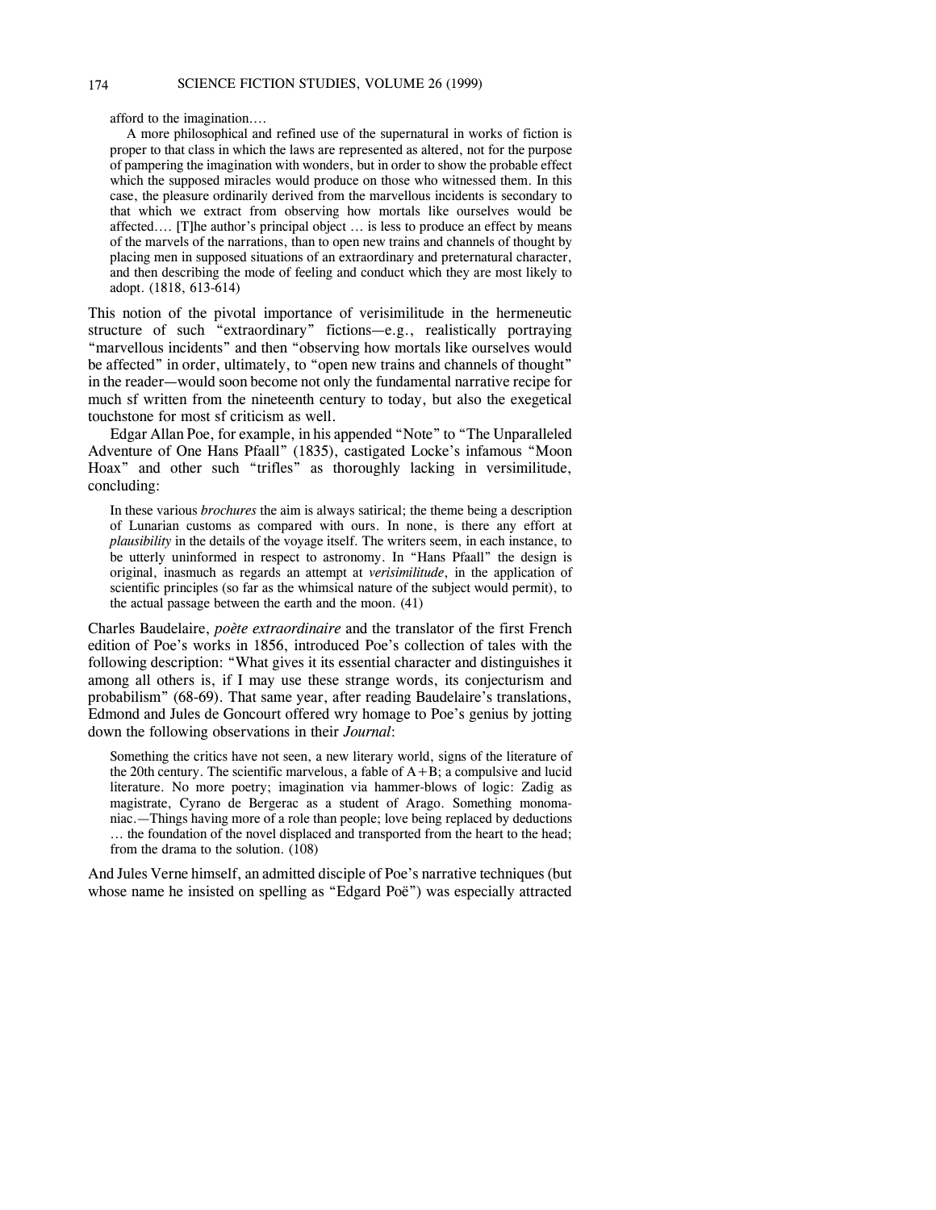> afford to the imagination....
>
> A more philosophical and refined use of the supernatural in works of fiction is proper to that class in which the laws are represented as altered, not for the purpose of pampering the imagination with wonders, but in order to show the probable effect which the supposed miracles would produce on those who witnessed them. In this case, the pleasure ordinarily derived from the marvellous incidents is secondary to that which we extract from observing how mortals like ourselves would be affected.... [T]he author's principal object ... is less to produce an effect by means of the marvels of the narrations, than to open new trains and channels of thought by placing men in supposed situations of an extraordinary and preternatural character, and then describing the mode of feeling and conduct which they are most likely to adopt. (1818, 613-614)

This notion of the pivotal importance of verisimilitude in the hermeneutic structure of such "extraordinary" fictions—e.g., realistically portraying "marvellous incidents" and then "observing how mortals like ourselves would be affected" in order, ultimately, to "open new trains and channels of thought" in the reader—would soon become not only the fundamental narrative recipe for much sf written from the nineteenth century to today, but also the exegetical touchstone for most sf criticism as well.

Edgar Allan Poe, for example, in his appended "Note" to "The Unparalleled Adventure of One Hans Pfaall" (1835), castigated Locke's infamous "Moon Hoax" and other such "trifles" as thoroughly lacking in versimilitude, concluding:

> In these various *brochures* the aim is always satirical; the theme being a description of Lunarian customs as compared with ours. In none, is there any effort at *plausibility* in the details of the voyage itself. The writers seem, in each instance, to be utterly uninformed in respect to astronomy. In "Hans Pfaall" the design is original, inasmuch as regards an attempt at *verisimilitude*, in the application of scientific principles (so far as the whimsical nature of the subject would permit), to the actual passage between the earth and the moon. (41)

Charles Baudelaire, *poète extraordinaire* and the translator of the first French edition of Poe's works in 1856, introduced Poe's collection of tales with the following description: "What gives it its essential character and distinguishes it among all others is, if I may use these strange words, its conjecturism and probabilism" (68-69). That same year, after reading Baudelaire's translations, Edmond and Jules de Goncourt offered wry homage to Poe's genius by jotting down the following observations in their *Journal*:

> Something the critics have not seen, a new literary world, signs of the literature of the 20th century. The scientific marvelous, a fable of A+B; a compulsive and lucid literature. No more poetry; imagination via hammer-blows of logic: Zadig as magistrate, Cyrano de Bergerac as a student of Arago. Something monomaniac.—Things having more of a role than people; love being replaced by deductions ... the foundation of the novel displaced and transported from the heart to the head; from the drama to the solution. (108)

And Jules Verne himself, an admitted disciple of Poe's narrative techniques (but whose name he insisted on spelling as "Edgard Poë") was especially attracted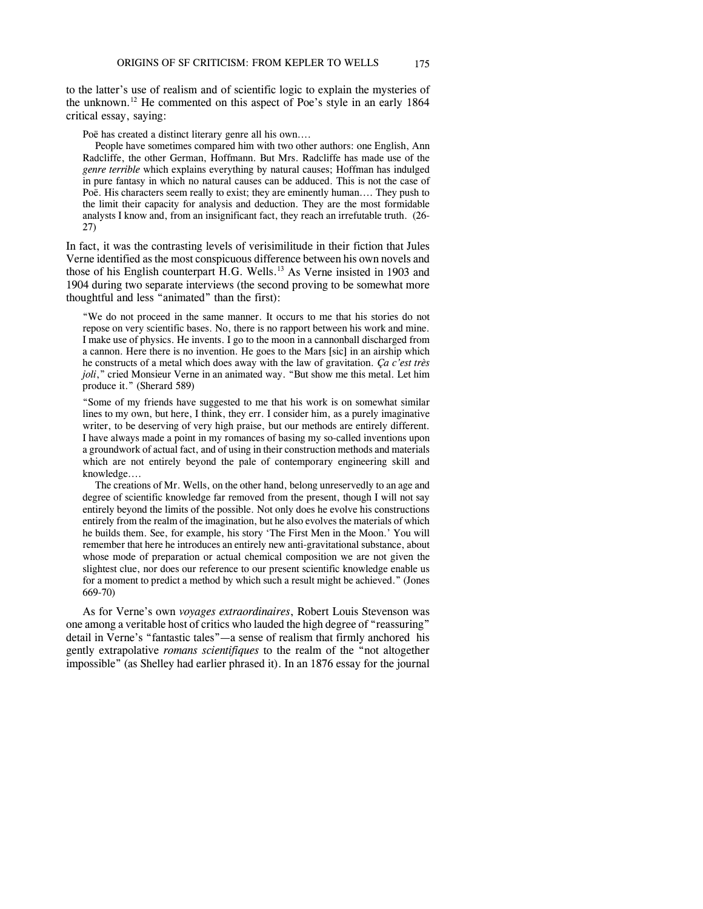to the latter's use of realism and of scientific logic to explain the mysteries of the unknown.[12] He commented on this aspect of Poe's style in an early 1864 critical essay, saying:

> Poë has created a distinct literary genre all his own....
>
> People have sometimes compared him with two other authors: one English, Ann Radcliffe, the other German, Hoffmann. But Mrs. Radcliffe has made use of the *genre terrible* which explains everything by natural causes; Hoffman has indulged in pure fantasy in which no natural causes can be adduced. This is not the case of Poë. His characters seem really to exist; they are eminently human.... They push to the limit their capacity for analysis and deduction. They are the most formidable analysts I know and, from an insignificant fact, they reach an irrefutable truth. (26-27)

In fact, it was the contrasting levels of verisimilitude in their fiction that Jules Verne identified as the most conspicuous difference between his own novels and those of his English counterpart H.G. Wells.[13] As Verne insisted in 1903 and 1904 during two separate interviews (the second proving to be somewhat more thoughtful and less "animated" than the first):

> "We do not proceed in the same manner. It occurs to me that his stories do not repose on very scientific bases. No, there is no rapport between his work and mine. I make use of physics. He invents. I go to the moon in a cannonball discharged from a cannon. Here there is no invention. He goes to the Mars [sic] in an airship which he constructs of a metal which does away with the law of gravitation. *Ça c'est très joli*," cried Monsieur Verne in an animated way. "But show me this metal. Let him produce it." (Sherard 589)

> "Some of my friends have suggested to me that his work is on somewhat similar lines to my own, but here, I think, they err. I consider him, as a purely imaginative writer, to be deserving of very high praise, but our methods are entirely different. I have always made a point in my romances of basing my so-called inventions upon a groundwork of actual fact, and of using in their construction methods and materials which are not entirely beyond the pale of contemporary engineering skill and knowledge....
>
> The creations of Mr. Wells, on the other hand, belong unreservedly to an age and degree of scientific knowledge far removed from the present, though I will not say entirely beyond the limits of the possible. Not only does he evolve his constructions entirely from the realm of the imagination, but he also evolves the materials of which he builds them. See, for example, his story 'The First Men in the Moon.' You will remember that here he introduces an entirely new anti-gravitational substance, about whose mode of preparation or actual chemical composition we are not given the slightest clue, nor does our reference to our present scientific knowledge enable us for a moment to predict a method by which such a result might be achieved." (Jones 669-70)

As for Verne's own *voyages extraordinaires*, Robert Louis Stevenson was one among a veritable host of critics who lauded the high degree of "reassuring" detail in Verne's "fantastic tales"—a sense of realism that firmly anchored his gently extrapolative *romans scientifiques* to the realm of the "not altogether impossible" (as Shelley had earlier phrased it). In an 1876 essay for the journal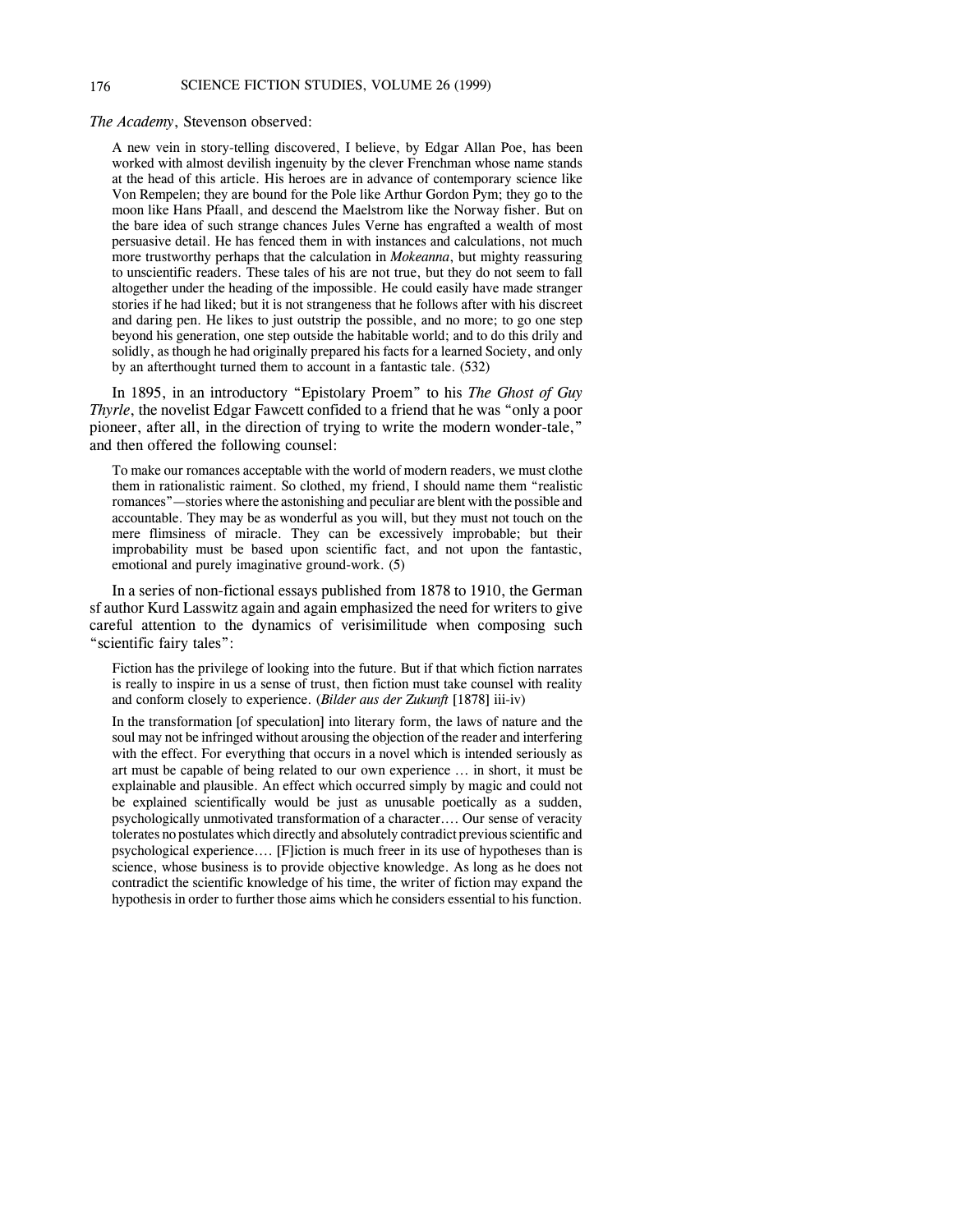*The Academy*, Stevenson observed:

> A new vein in story-telling discovered, I believe, by Edgar Allan Poe, has been worked with almost devilish ingenuity by the clever Frenchman whose name stands at the head of this article. His heroes are in advance of contemporary science like Von Rempelen; they are bound for the Pole like Arthur Gordon Pym; they go to the moon like Hans Pfaall, and descend the Maelstrom like the Norway fisher. But on the bare idea of such strange chances Jules Verne has engrafted a wealth of most persuasive detail. He has fenced them in with instances and calculations, not much more trustworthy perhaps that the calculation in *Mokeanna*, but mighty reassuring to unscientific readers. These tales of his are not true, but they do not seem to fall altogether under the heading of the impossible. He could easily have made stranger stories if he had liked; but it is not strangeness that he follows after with his discreet and daring pen. He likes to just outstrip the possible, and no more; to go one step beyond his generation, one step outside the habitable world; and to do this drily and solidly, as though he had originally prepared his facts for a learned Society, and only by an afterthought turned them to account in a fantastic tale. (532)

In 1895, in an introductory "Epistolary Proem" to his *The Ghost of Guy Thyrle*, the novelist Edgar Fawcett confided to a friend that he was "only a poor pioneer, after all, in the direction of trying to write the modern wonder-tale," and then offered the following counsel:

> To make our romances acceptable with the world of modern readers, we must clothe them in rationalistic raiment. So clothed, my friend, I should name them "realistic romances"—stories where the astonishing and peculiar are blent with the possible and accountable. They may be as wonderful as you will, but they must not touch on the mere flimsiness of miracle. They can be excessively improbable; but their improbability must be based upon scientific fact, and not upon the fantastic, emotional and purely imaginative ground-work. (5)

In a series of non-fictional essays published from 1878 to 1910, the German sf author Kurd Lasswitz again and again emphasized the need for writers to give careful attention to the dynamics of verisimilitude when composing such "scientific fairy tales":

> Fiction has the privilege of looking into the future. But if that which fiction narrates is really to inspire in us a sense of trust, then fiction must take counsel with reality and conform closely to experience. (*Bilder aus der Zukunft* [1878] iii-iv)

> In the transformation [of speculation] into literary form, the laws of nature and the soul may not be infringed without arousing the objection of the reader and interfering with the effect. For everything that occurs in a novel which is intended seriously as art must be capable of being related to our own experience … in short, it must be explainable and plausible. An effect which occurred simply by magic and could not be explained scientifically would be just as unusable poetically as a sudden, psychologically unmotivated transformation of a character…. Our sense of veracity tolerates no postulates which directly and absolutely contradict previous scientific and psychological experience…. [F]iction is much freer in its use of hypotheses than is science, whose business is to provide objective knowledge. As long as he does not contradict the scientific knowledge of his time, the writer of fiction may expand the hypothesis in order to further those aims which he considers essential to his function.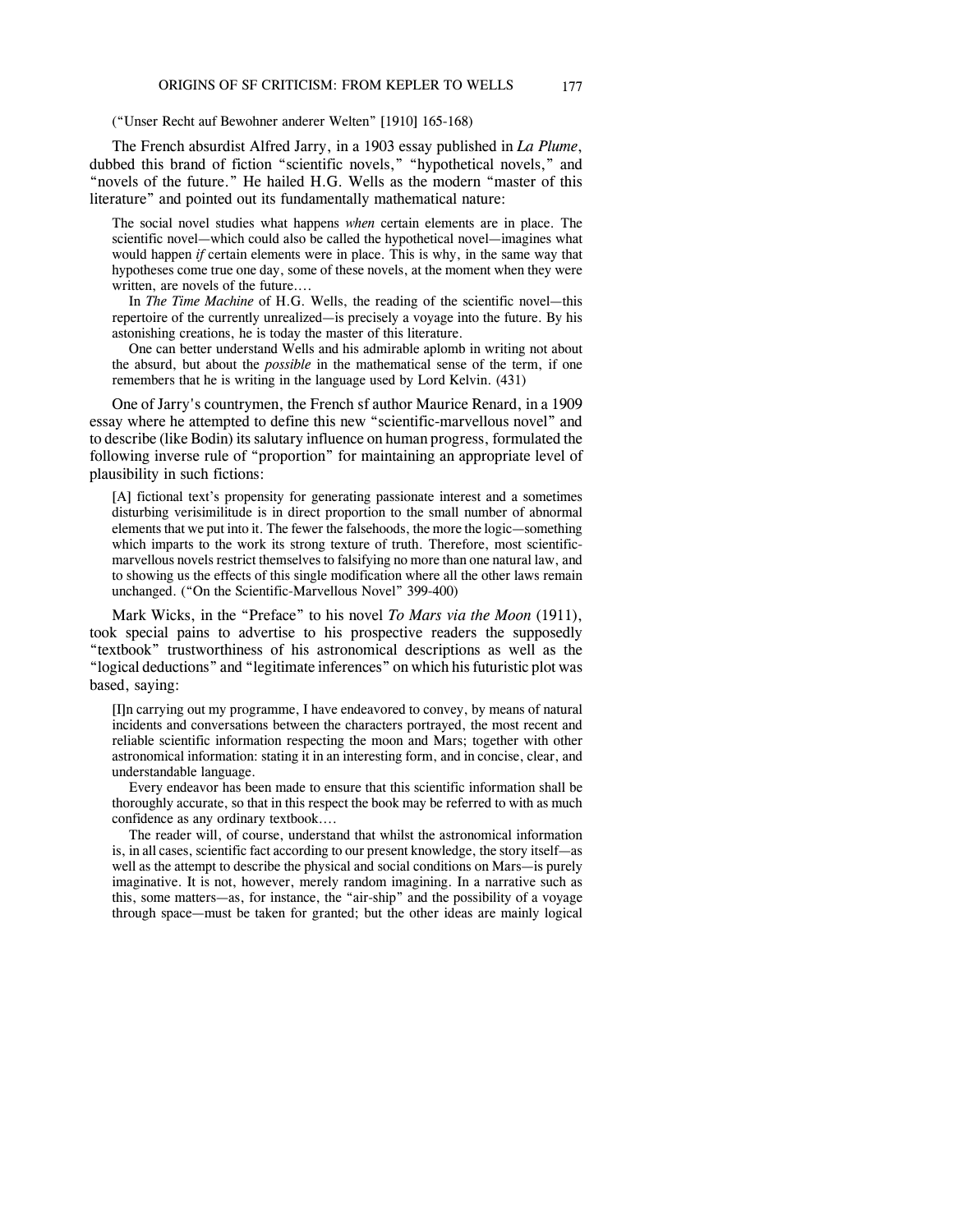("Unser Recht auf Bewohner anderer Welten" [1910] 165-168)

The French absurdist Alfred Jarry, in a 1903 essay published in *La Plume*, dubbed this brand of fiction "scientific novels," "hypothetical novels," and "novels of the future." He hailed H.G. Wells as the modern "master of this literature" and pointed out its fundamentally mathematical nature:

> The social novel studies what happens *when* certain elements are in place. The scientific novel—which could also be called the hypothetical novel—imagines what would happen *if* certain elements were in place. This is why, in the same way that hypotheses come true one day, some of these novels, at the moment when they were written, are novels of the future....
>
> In *The Time Machine* of H.G. Wells, the reading of the scientific novel—this repertoire of the currently unrealized—is precisely a voyage into the future. By his astonishing creations, he is today the master of this literature.
>
> One can better understand Wells and his admirable aplomb in writing not about the absurd, but about the *possible* in the mathematical sense of the term, if one remembers that he is writing in the language used by Lord Kelvin. (431)

One of Jarry's countrymen, the French sf author Maurice Renard, in a 1909 essay where he attempted to define this new "scientific-marvellous novel" and to describe (like Bodin) its salutary influence on human progress, formulated the following inverse rule of "proportion" for maintaining an appropriate level of plausibility in such fictions:

> [A] fictional text's propensity for generating passionate interest and a sometimes disturbing verisimilitude is in direct proportion to the small number of abnormal elements that we put into it. The fewer the falsehoods, the more the logic—something which imparts to the work its strong texture of truth. Therefore, most scientific-marvellous novels restrict themselves to falsifying no more than one natural law, and to showing us the effects of this single modification where all the other laws remain unchanged. ("On the Scientific-Marvellous Novel" 399-400)

Mark Wicks, in the "Preface" to his novel *To Mars via the Moon* (1911), took special pains to advertise to his prospective readers the supposedly "textbook" trustworthiness of his astronomical descriptions as well as the "logical deductions" and "legitimate inferences" on which his futuristic plot was based, saying:

> [I]n carrying out my programme, I have endeavored to convey, by means of natural incidents and conversations between the characters portrayed, the most recent and reliable scientific information respecting the moon and Mars; together with other astronomical information: stating it in an interesting form, and in concise, clear, and understandable language.
>
> Every endeavor has been made to ensure that this scientific information shall be thoroughly accurate, so that in this respect the book may be referred to with as much confidence as any ordinary textbook....
>
> The reader will, of course, understand that whilst the astronomical information is, in all cases, scientific fact according to our present knowledge, the story itself—as well as the attempt to describe the physical and social conditions on Mars—is purely imaginative. It is not, however, merely random imagining. In a narrative such as this, some matters—as, for instance, the "air-ship" and the possibility of a voyage through space—must be taken for granted; but the other ideas are mainly logical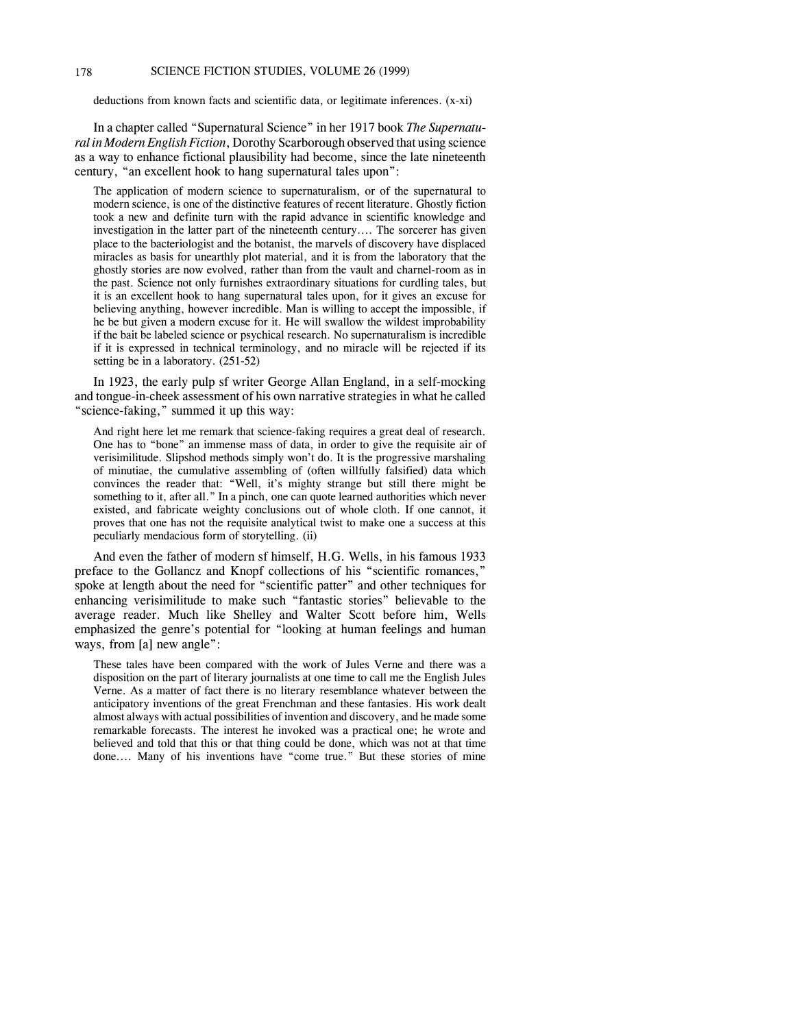deductions from known facts and scientific data, or legitimate inferences. (x-xi)

In a chapter called "Supernatural Science" in her 1917 book *The Supernatural in Modern English Fiction*, Dorothy Scarborough observed that using science as a way to enhance fictional plausibility had become, since the late nineteenth century, "an excellent hook to hang supernatural tales upon":

> The application of modern science to supernaturalism, or of the supernatural to modern science, is one of the distinctive features of recent literature. Ghostly fiction took a new and definite turn with the rapid advance in scientific knowledge and investigation in the latter part of the nineteenth century.… The sorcerer has given place to the bacteriologist and the botanist, the marvels of discovery have displaced miracles as basis for unearthly plot material, and it is from the laboratory that the ghostly stories are now evolved, rather than from the vault and charnel-room as in the past. Science not only furnishes extraordinary situations for curdling tales, but it is an excellent hook to hang supernatural tales upon, for it gives an excuse for believing anything, however incredible. Man is willing to accept the impossible, if he be but given a modern excuse for it. He will swallow the wildest improbability if the bait be labeled science or psychical research. No supernaturalism is incredible if it is expressed in technical terminology, and no miracle will be rejected if its setting be in a laboratory. (251-52)

In 1923, the early pulp sf writer George Allan England, in a self-mocking and tongue-in-cheek assessment of his own narrative strategies in what he called "science-faking," summed it up this way:

> And right here let me remark that science-faking requires a great deal of research. One has to "bone" an immense mass of data, in order to give the requisite air of verisimilitude. Slipshod methods simply won't do. It is the progressive marshaling of minutiae, the cumulative assembling of (often willfully falsified) data which convinces the reader that: "Well, it's mighty strange but still there might be something to it, after all." In a pinch, one can quote learned authorities which never existed, and fabricate weighty conclusions out of whole cloth. If one cannot, it proves that one has not the requisite analytical twist to make one a success at this peculiarly mendacious form of storytelling. (ii)

And even the father of modern sf himself, H.G. Wells, in his famous 1933 preface to the Gollancz and Knopf collections of his "scientific romances," spoke at length about the need for "scientific patter" and other techniques for enhancing verisimilitude to make such "fantastic stories" believable to the average reader. Much like Shelley and Walter Scott before him, Wells emphasized the genre's potential for "looking at human feelings and human ways, from [a] new angle":

> These tales have been compared with the work of Jules Verne and there was a disposition on the part of literary journalists at one time to call me the English Jules Verne. As a matter of fact there is no literary resemblance whatever between the anticipatory inventions of the great Frenchman and these fantasies. His work dealt almost always with actual possibilities of invention and discovery, and he made some remarkable forecasts. The interest he invoked was a practical one; he wrote and believed and told that this or that thing could be done, which was not at that time done.… Many of his inventions have "come true." But these stories of mine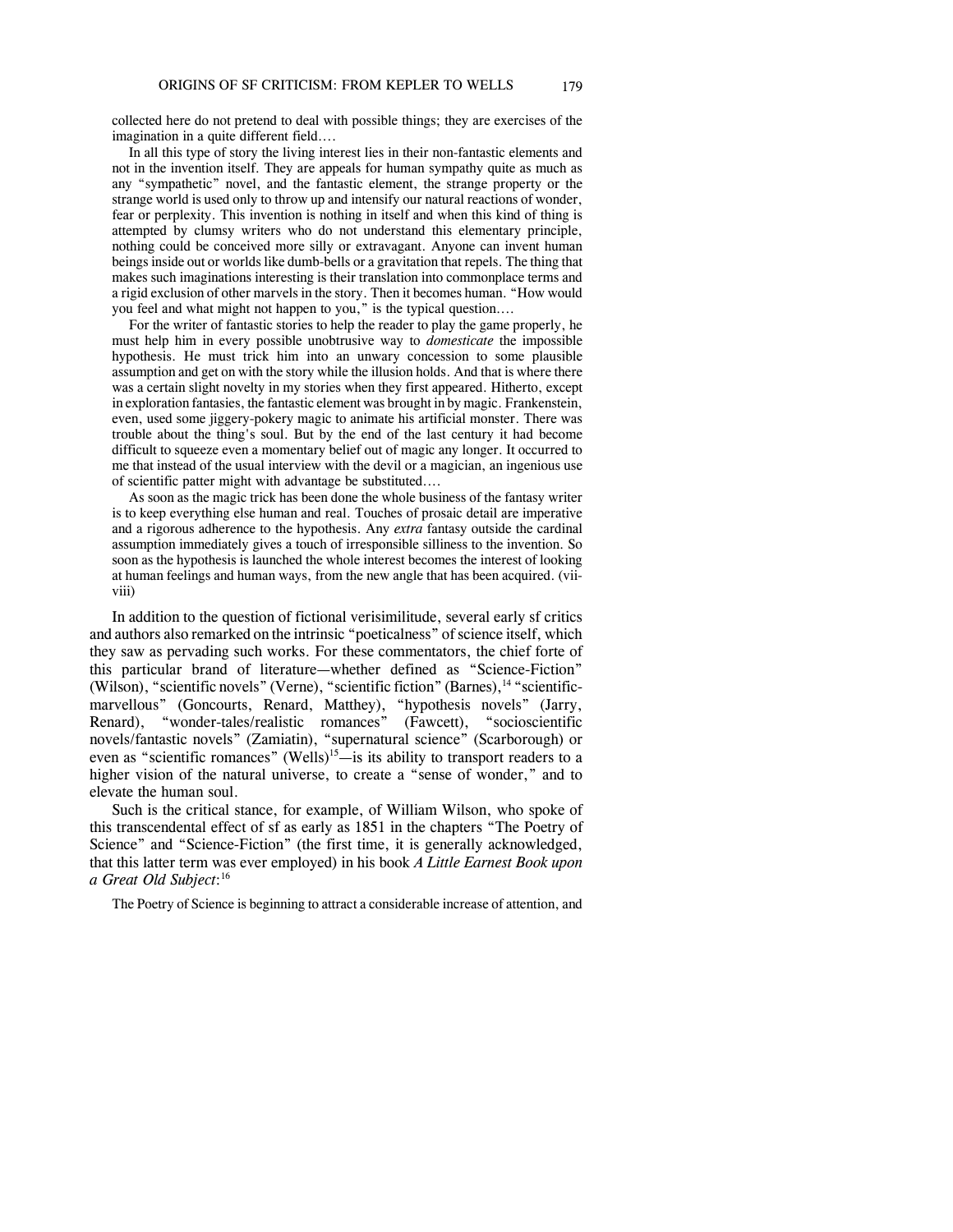collected here do not pretend to deal with possible things; they are exercises of the imagination in a quite different field....

In all this type of story the living interest lies in their non-fantastic elements and not in the invention itself. They are appeals for human sympathy quite as much as any "sympathetic" novel, and the fantastic element, the strange property or the strange world is used only to throw up and intensify our natural reactions of wonder, fear or perplexity. This invention is nothing in itself and when this kind of thing is attempted by clumsy writers who do not understand this elementary principle, nothing could be conceived more silly or extravagant. Anyone can invent human beings inside out or worlds like dumb-bells or a gravitation that repels. The thing that makes such imaginations interesting is their translation into commonplace terms and a rigid exclusion of other marvels in the story. Then it becomes human. "How would you feel and what might not happen to you," is the typical question....

For the writer of fantastic stories to help the reader to play the game properly, he must help him in every possible unobtrusive way to *domesticate* the impossible hypothesis. He must trick him into an unwary concession to some plausible assumption and get on with the story while the illusion holds. And that is where there was a certain slight novelty in my stories when they first appeared. Hitherto, except in exploration fantasies, the fantastic element was brought in by magic. Frankenstein, even, used some jiggery-pokery magic to animate his artificial monster. There was trouble about the thing's soul. But by the end of the last century it had become difficult to squeeze even a momentary belief out of magic any longer. It occurred to me that instead of the usual interview with the devil or a magician, an ingenious use of scientific patter might with advantage be substituted....

As soon as the magic trick has been done the whole business of the fantasy writer is to keep everything else human and real. Touches of prosaic detail are imperative and a rigorous adherence to the hypothesis. Any *extra* fantasy outside the cardinal assumption immediately gives a touch of irresponsible silliness to the invention. So soon as the hypothesis is launched the whole interest becomes the interest of looking at human feelings and human ways, from the new angle that has been acquired. (vii-viii)

In addition to the question of fictional verisimilitude, several early sf critics and authors also remarked on the intrinsic "poeticalness" of science itself, which they saw as pervading such works. For these commentators, the chief forte of this particular brand of literature—whether defined as "Science-Fiction" (Wilson), "scientific novels" (Verne), "scientific fiction" (Barnes),[14] "scientific-marvellous" (Goncourts, Renard, Matthey), "hypothesis novels" (Jarry, Renard), "wonder-tales/realistic romances" (Fawcett), "socioscientific novels/fantastic novels" (Zamiatin), "supernatural science" (Scarborough) or even as "scientific romances" (Wells)[15]—is its ability to transport readers to a higher vision of the natural universe, to create a "sense of wonder," and to elevate the human soul.

Such is the critical stance, for example, of William Wilson, who spoke of this transcendental effect of sf as early as 1851 in the chapters "The Poetry of Science" and "Science-Fiction" (the first time, it is generally acknowledged, that this latter term was ever employed) in his book *A Little Earnest Book upon a Great Old Subject*:[16]

The Poetry of Science is beginning to attract a considerable increase of attention, and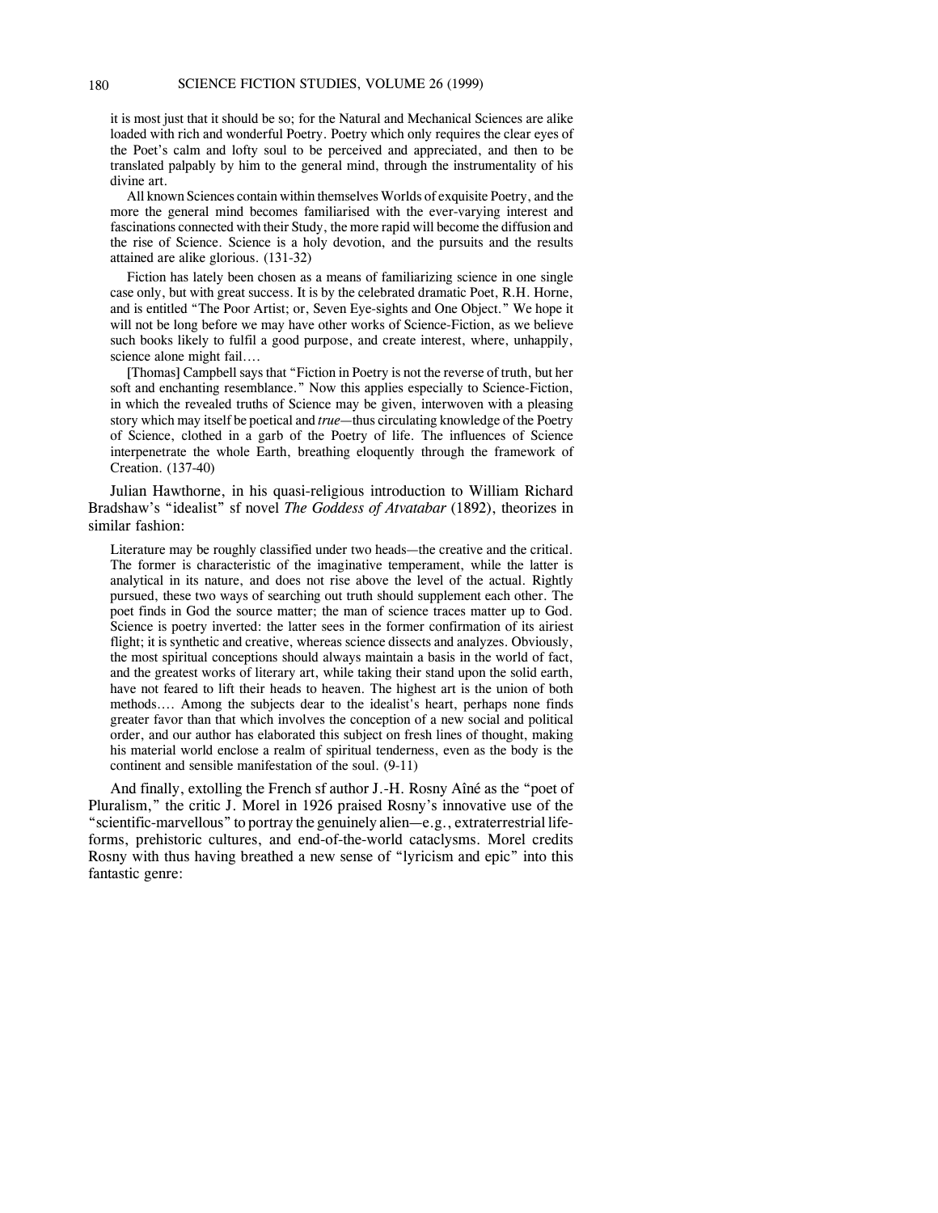it is most just that it should be so; for the Natural and Mechanical Sciences are alike loaded with rich and wonderful Poetry. Poetry which only requires the clear eyes of the Poet's calm and lofty soul to be perceived and appreciated, and then to be translated palpably by him to the general mind, through the instrumentality of his divine art.

> All known Sciences contain within themselves Worlds of exquisite Poetry, and the more the general mind becomes familiarised with the ever-varying interest and fascinations connected with their Study, the more rapid will become the diffusion and the rise of Science. Science is a holy devotion, and the pursuits and the results attained are alike glorious. (131-32)
>
> Fiction has lately been chosen as a means of familiarizing science in one single case only, but with great success. It is by the celebrated dramatic Poet, R.H. Horne, and is entitled "The Poor Artist; or, Seven Eye-sights and One Object." We hope it will not be long before we may have other works of Science-Fiction, as we believe such books likely to fulfil a good purpose, and create interest, where, unhappily, science alone might fail....
>
> [Thomas] Campbell says that "Fiction in Poetry is not the reverse of truth, but her soft and enchanting resemblance." Now this applies especially to Science-Fiction, in which the revealed truths of Science may be given, interwoven with a pleasing story which may itself be poetical and *true*—thus circulating knowledge of the Poetry of Science, clothed in a garb of the Poetry of life. The influences of Science interpenetrate the whole Earth, breathing eloquently through the framework of Creation. (137-40)

Julian Hawthorne, in his quasi-religious introduction to William Richard Bradshaw's "idealist" sf novel *The Goddess of Atvatabar* (1892), theorizes in similar fashion:

> Literature may be roughly classified under two heads—the creative and the critical. The former is characteristic of the imaginative temperament, while the latter is analytical in its nature, and does not rise above the level of the actual. Rightly pursued, these two ways of searching out truth should supplement each other. The poet finds in God the source matter; the man of science traces matter up to God. Science is poetry inverted: the latter sees in the former confirmation of its airiest flight; it is synthetic and creative, whereas science dissects and analyzes. Obviously, the most spiritual conceptions should always maintain a basis in the world of fact, and the greatest works of literary art, while taking their stand upon the solid earth, have not feared to lift their heads to heaven. The highest art is the union of both methods.... Among the subjects dear to the idealist's heart, perhaps none finds greater favor than that which involves the conception of a new social and political order, and our author has elaborated this subject on fresh lines of thought, making his material world enclose a realm of spiritual tenderness, even as the body is the continent and sensible manifestation of the soul. (9-11)

And finally, extolling the French sf author J.-H. Rosny Aîné as the "poet of Pluralism," the critic J. Morel in 1926 praised Rosny's innovative use of the "scientific-marvellous" to portray the genuinely alien—e.g., extraterrestrial life-forms, prehistoric cultures, and end-of-the-world cataclysms. Morel credits Rosny with thus having breathed a new sense of "lyricism and epic" into this fantastic genre: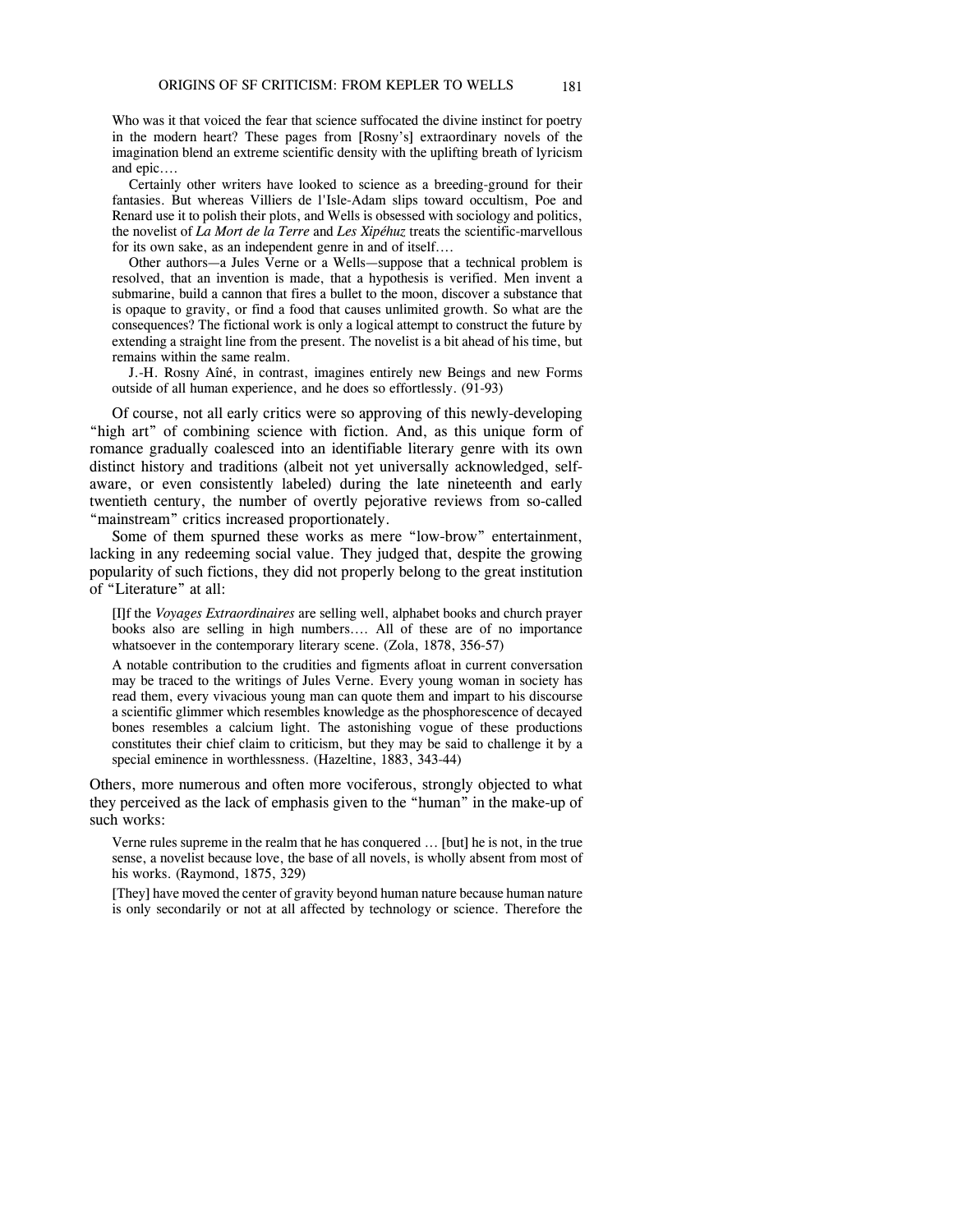> Who was it that voiced the fear that science suffocated the divine instinct for poetry in the modern heart? These pages from [Rosny's] extraordinary novels of the imagination blend an extreme scientific density with the uplifting breath of lyricism and epic….
>
> Certainly other writers have looked to science as a breeding-ground for their fantasies. But whereas Villiers de l'Isle-Adam slips toward occultism, Poe and Renard use it to polish their plots, and Wells is obsessed with sociology and politics, the novelist of *La Mort de la Terre* and *Les Xipéhuz* treats the scientific-marvellous for its own sake, as an independent genre in and of itself….
>
> Other authors—a Jules Verne or a Wells—suppose that a technical problem is resolved, that an invention is made, that a hypothesis is verified. Men invent a submarine, build a cannon that fires a bullet to the moon, discover a substance that is opaque to gravity, or find a food that causes unlimited growth. So what are the consequences? The fictional work is only a logical attempt to construct the future by extending a straight line from the present. The novelist is a bit ahead of his time, but remains within the same realm.
>
> J.-H. Rosny Aîné, in contrast, imagines entirely new Beings and new Forms outside of all human experience, and he does so effortlessly. (91-93)

Of course, not all early critics were so approving of this newly-developing "high art" of combining science with fiction. And, as this unique form of romance gradually coalesced into an identifiable literary genre with its own distinct history and traditions (albeit not yet universally acknowledged, self-aware, or even consistently labeled) during the late nineteenth and early twentieth century, the number of overtly pejorative reviews from so-called "mainstream" critics increased proportionately.

Some of them spurned these works as mere "low-brow" entertainment, lacking in any redeeming social value. They judged that, despite the growing popularity of such fictions, they did not properly belong to the great institution of "Literature" at all:

> [I]f the *Voyages Extraordinaires* are selling well, alphabet books and church prayer books also are selling in high numbers…. All of these are of no importance whatsoever in the contemporary literary scene. (Zola, 1878, 356-57)

> A notable contribution to the crudities and figments afloat in current conversation may be traced to the writings of Jules Verne. Every young woman in society has read them, every vivacious young man can quote them and impart to his discourse a scientific glimmer which resembles knowledge as the phosphorescence of decayed bones resembles a calcium light. The astonishing vogue of these productions constitutes their chief claim to criticism, but they may be said to challenge it by a special eminence in worthlessness. (Hazeltine, 1883, 343-44)

Others, more numerous and often more vociferous, strongly objected to what they perceived as the lack of emphasis given to the "human" in the make-up of such works:

> Verne rules supreme in the realm that he has conquered … [but] he is not, in the true sense, a novelist because love, the base of all novels, is wholly absent from most of his works. (Raymond, 1875, 329)

> [They] have moved the center of gravity beyond human nature because human nature is only secondarily or not at all affected by technology or science. Therefore the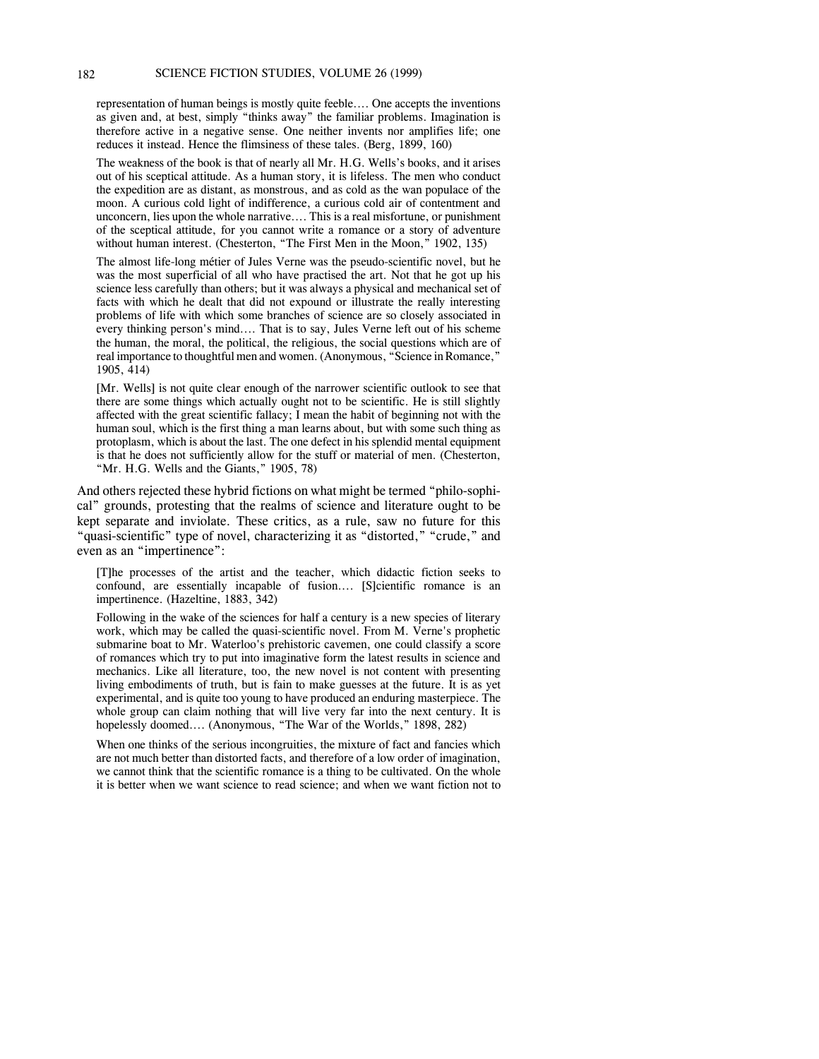> representation of human beings is mostly quite feeble.... One accepts the inventions as given and, at best, simply "thinks away" the familiar problems. Imagination is therefore active in a negative sense. One neither invents nor amplifies life; one reduces it instead. Hence the flimsiness of these tales. (Berg, 1899, 160)

> The weakness of the book is that of nearly all Mr. H.G. Wells's books, and it arises out of his sceptical attitude. As a human story, it is lifeless. The men who conduct the expedition are as distant, as monstrous, and as cold as the wan populace of the moon. A curious cold light of indifference, a curious cold air of contentment and unconcern, lies upon the whole narrative.... This is a real misfortune, or punishment of the sceptical attitude, for you cannot write a romance or a story of adventure without human interest. (Chesterton, "The First Men in the Moon," 1902, 135)

> The almost life-long métier of Jules Verne was the pseudo-scientific novel, but he was the most superficial of all who have practised the art. Not that he got up his science less carefully than others; but it was always a physical and mechanical set of facts with which he dealt that did not expound or illustrate the really interesting problems of life with which some branches of science are so closely associated in every thinking person's mind.... That is to say, Jules Verne left out of his scheme the human, the moral, the political, the religious, the social questions which are of real importance to thoughtful men and women. (Anonymous, "Science in Romance," 1905, 414)

> [Mr. Wells] is not quite clear enough of the narrower scientific outlook to see that there are some things which actually ought not to be scientific. He is still slightly affected with the great scientific fallacy; I mean the habit of beginning not with the human soul, which is the first thing a man learns about, but with some such thing as protoplasm, which is about the last. The one defect in his splendid mental equipment is that he does not sufficiently allow for the stuff or material of men. (Chesterton, "Mr. H.G. Wells and the Giants," 1905, 78)

And others rejected these hybrid fictions on what might be termed "philo-sophical" grounds, protesting that the realms of science and literature ought to be kept separate and inviolate. These critics, as a rule, saw no future for this "quasi-scientific" type of novel, characterizing it as "distorted," "crude," and even as an "impertinence":

> [T]he processes of the artist and the teacher, which didactic fiction seeks to confound, are essentially incapable of fusion.... [S]cientific romance is an impertinence. (Hazeltine, 1883, 342)

> Following in the wake of the sciences for half a century is a new species of literary work, which may be called the quasi-scientific novel. From M. Verne's prophetic submarine boat to Mr. Waterloo's prehistoric cavemen, one could classify a score of romances which try to put into imaginative form the latest results in science and mechanics. Like all literature, too, the new novel is not content with presenting living embodiments of truth, but is fain to make guesses at the future. It is as yet experimental, and is quite too young to have produced an enduring masterpiece. The whole group can claim nothing that will live very far into the next century. It is hopelessly doomed.... (Anonymous, "The War of the Worlds," 1898, 282)

> When one thinks of the serious incongruities, the mixture of fact and fancies which are not much better than distorted facts, and therefore of a low order of imagination, we cannot think that the scientific romance is a thing to be cultivated. On the whole it is better when we want science to read science; and when we want fiction not to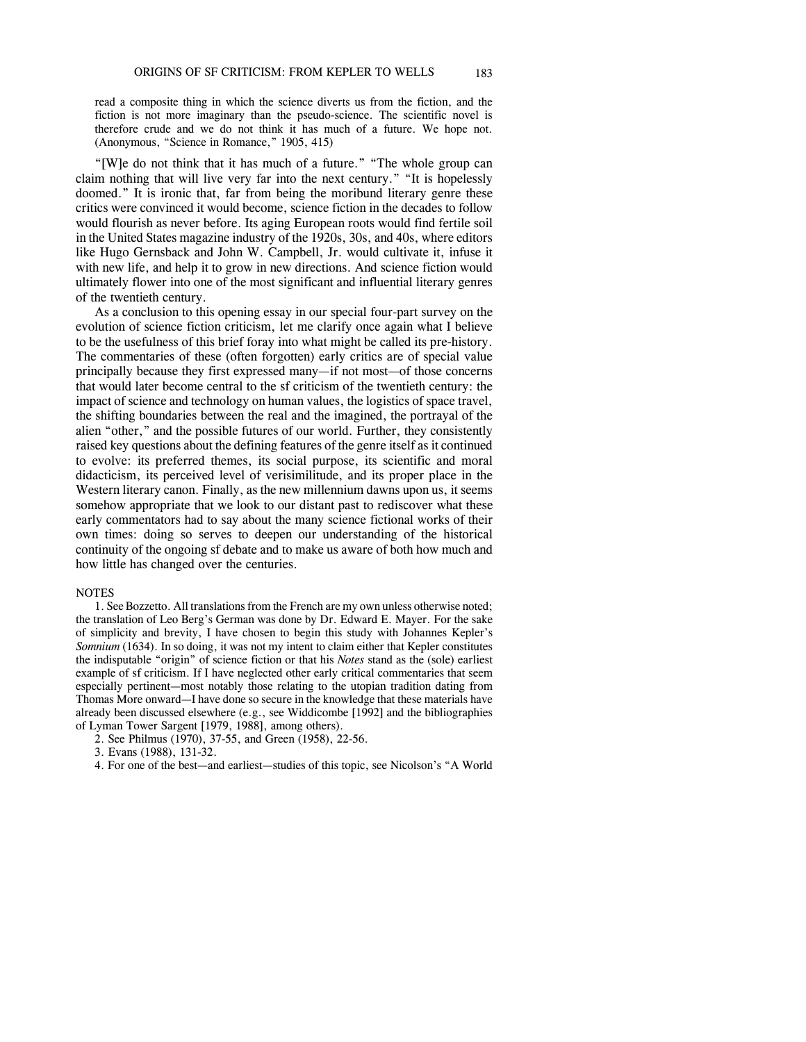read a composite thing in which the science diverts us from the fiction, and the fiction is not more imaginary than the pseudo-science. The scientific novel is therefore crude and we do not think it has much of a future. We hope not. (Anonymous, "Science in Romance," 1905, 415)

"[W]e do not think that it has much of a future." "The whole group can claim nothing that will live very far into the next century." "It is hopelessly doomed." It is ironic that, far from being the moribund literary genre these critics were convinced it would become, science fiction in the decades to follow would flourish as never before. Its aging European roots would find fertile soil in the United States magazine industry of the 1920s, 30s, and 40s, where editors like Hugo Gernsback and John W. Campbell, Jr. would cultivate it, infuse it with new life, and help it to grow in new directions. And science fiction would ultimately flower into one of the most significant and influential literary genres of the twentieth century.

As a conclusion to this opening essay in our special four-part survey on the evolution of science fiction criticism, let me clarify once again what I believe to be the usefulness of this brief foray into what might be called its pre-history. The commentaries of these (often forgotten) early critics are of special value principally because they first expressed many—if not most—of those concerns that would later become central to the sf criticism of the twentieth century: the impact of science and technology on human values, the logistics of space travel, the shifting boundaries between the real and the imagined, the portrayal of the alien "other," and the possible futures of our world. Further, they consistently raised key questions about the defining features of the genre itself as it continued to evolve: its preferred themes, its social purpose, its scientific and moral didacticism, its perceived level of verisimilitude, and its proper place in the Western literary canon. Finally, as the new millennium dawns upon us, it seems somehow appropriate that we look to our distant past to rediscover what these early commentators had to say about the many science fictional works of their own times: doing so serves to deepen our understanding of the historical continuity of the ongoing sf debate and to make us aware of both how much and how little has changed over the centuries.

NOTES

1. See Bozzetto. All translations from the French are my own unless otherwise noted; the translation of Leo Berg's German was done by Dr. Edward E. Mayer. For the sake of simplicity and brevity, I have chosen to begin this study with Johannes Kepler's *Somnium* (1634). In so doing, it was not my intent to claim either that Kepler constitutes the indisputable "origin" of science fiction or that his *Notes* stand as the (sole) earliest example of sf criticism. If I have neglected other early critical commentaries that seem especially pertinent—most notably those relating to the utopian tradition dating from Thomas More onward—I have done so secure in the knowledge that these materials have already been discussed elsewhere (e.g., see Widdicombe [1992] and the bibliographies of Lyman Tower Sargent [1979, 1988], among others).

2. See Philmus (1970), 37-55, and Green (1958), 22-56.

3. Evans (1988), 131-32.

4. For one of the best—and earliest—studies of this topic, see Nicolson's "A World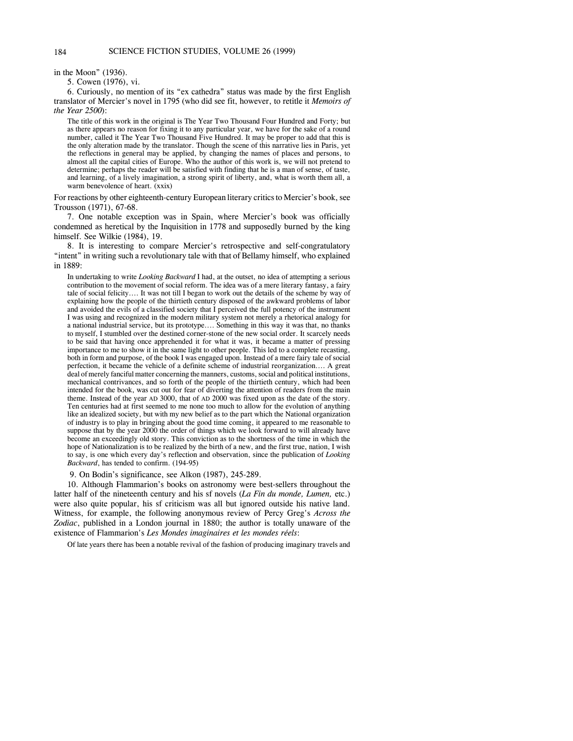in the Moon" (1936).

5. Cowen (1976), vi.

6. Curiously, no mention of its "ex cathedra" status was made by the first English translator of Mercier's novel in 1795 (who did see fit, however, to retitle it *Memoirs of the Year 2500*):

> The title of this work in the original is The Year Two Thousand Four Hundred and Forty; but as there appears no reason for fixing it to any particular year, we have for the sake of a round number, called it The Year Two Thousand Five Hundred. It may be proper to add that this is the only alteration made by the translator. Though the scene of this narrative lies in Paris, yet the reflections in general may be applied, by changing the names of places and persons, to almost all the capital cities of Europe. Who the author of this work is, we will not pretend to determine; perhaps the reader will be satisfied with finding that he is a man of sense, of taste, and learning, of a lively imagination, a strong spirit of liberty, and, what is worth them all, a warm benevolence of heart. (xxix)

For reactions by other eighteenth-century European literary critics to Mercier's book, see Trousson (1971), 67-68.

7. One notable exception was in Spain, where Mercier's book was officially condemned as heretical by the Inquisition in 1778 and supposedly burned by the king himself. See Wilkie (1984), 19.

8. It is interesting to compare Mercier's retrospective and self-congratulatory "intent" in writing such a revolutionary tale with that of Bellamy himself, who explained in 1889:

> In undertaking to write *Looking Backward* I had, at the outset, no idea of attempting a serious contribution to the movement of social reform. The idea was of a mere literary fantasy, a fairy tale of social felicity.... It was not till I began to work out the details of the scheme by way of explaining how the people of the thirtieth century disposed of the awkward problems of labor and avoided the evils of a classified society that I perceived the full potency of the instrument I was using and recognized in the modern military system not merely a rhetorical analogy for a national industrial service, but its prototype.... Something in this way it was that, no thanks to myself, I stumbled over the destined corner-stone of the new social order. It scarcely needs to be said that having once apprehended it for what it was, it became a matter of pressing importance to me to show it in the same light to other people. This led to a complete recasting, both in form and purpose, of the book I was engaged upon. Instead of a mere fairy tale of social perfection, it became the vehicle of a definite scheme of industrial reorganization.... A great deal of merely fanciful matter concerning the manners, customs, social and political institutions, mechanical contrivances, and so forth of the people of the thirtieth century, which had been intended for the book, was cut out for fear of diverting the attention of readers from the main theme. Instead of the year AD 3000, that of AD 2000 was fixed upon as the date of the story. Ten centuries had at first seemed to me none too much to allow for the evolution of anything like an idealized society, but with my new belief as to the part which the National organization of industry is to play in bringing about the good time coming, it appeared to me reasonable to suppose that by the year 2000 the order of things which we look forward to will already have become an exceedingly old story. This conviction as to the shortness of the time in which the hope of Nationalization is to be realized by the birth of a new, and the first true, nation, I wish to say, is one which every day's reflection and observation, since the publication of *Looking Backward*, has tended to confirm. (194-95)

9. On Bodin's significance, see Alkon (1987), 245-289.

10. Although Flammarion's books on astronomy were best-sellers throughout the latter half of the nineteenth century and his sf novels (*La Fin du monde, Lumen,* etc.) were also quite popular, his sf criticism was all but ignored outside his native land. Witness, for example, the following anonymous review of Percy Greg's *Across the Zodiac*, published in a London journal in 1880; the author is totally unaware of the existence of Flammarion's *Les Mondes imaginaires et les mondes réels*:

> Of late years there has been a notable revival of the fashion of producing imaginary travels and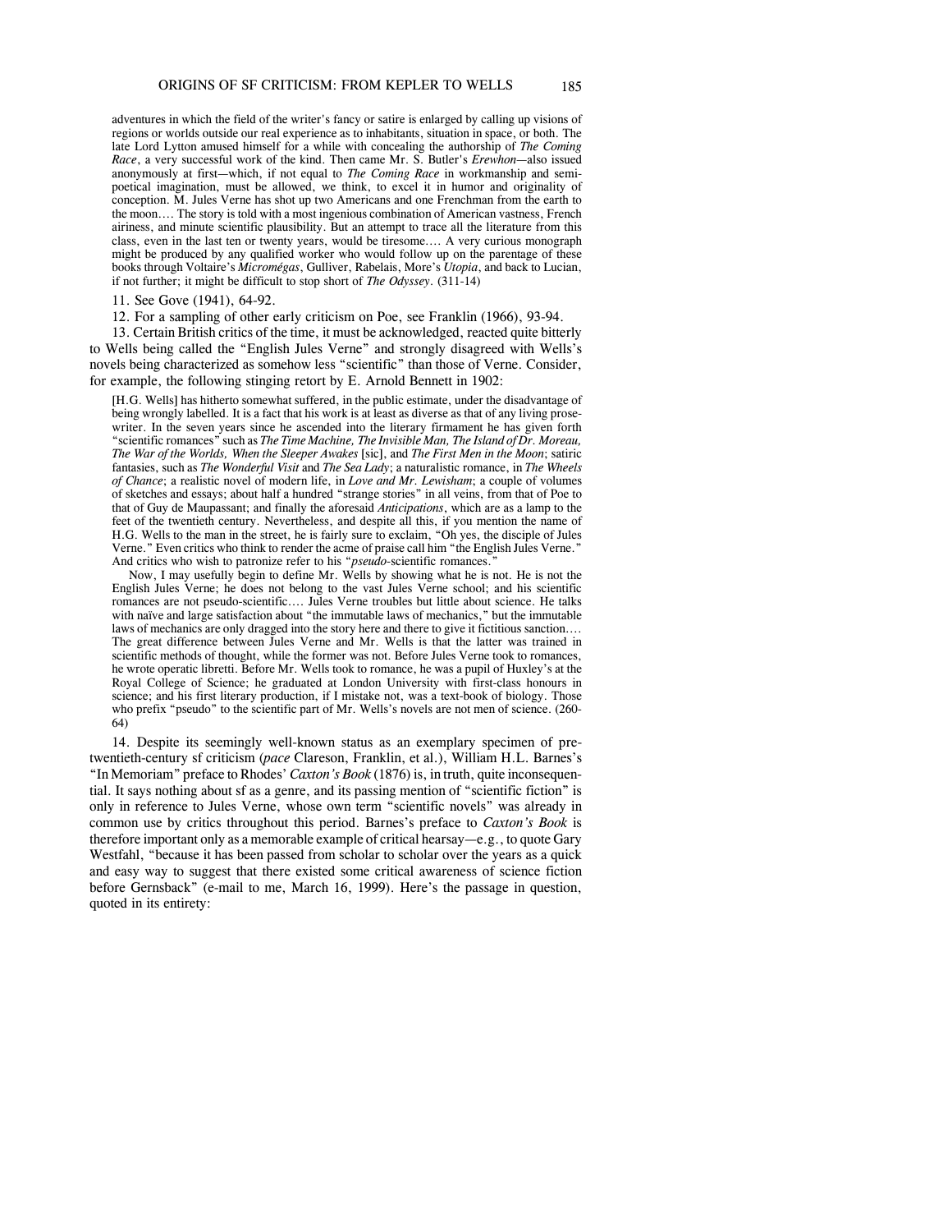> adventures in which the field of the writer's fancy or satire is enlarged by calling up visions of regions or worlds outside our real experience as to inhabitants, situation in space, or both. The late Lord Lytton amused himself for a while with concealing the authorship of *The Coming Race*, a very successful work of the kind. Then came Mr. S. Butler's *Erewhon*—also issued anonymously at first—which, if not equal to *The Coming Race* in workmanship and semi-poetical imagination, must be allowed, we think, to excel it in humor and originality of conception. M. Jules Verne has shot up two Americans and one Frenchman from the earth to the moon.… The story is told with a most ingenious combination of American vastness, French airiness, and minute scientific plausibility. But an attempt to trace all the literature from this class, even in the last ten or twenty years, would be tiresome.… A very curious monograph might be produced by any qualified worker who would follow up on the parentage of these books through Voltaire's *Micromégas*, Gulliver, Rabelais, More's *Utopia*, and back to Lucian, if not further; it might be difficult to stop short of *The Odyssey*. (311-14)

11. See Gove (1941), 64-92.

12. For a sampling of other early criticism on Poe, see Franklin (1966), 93-94.

13. Certain British critics of the time, it must be acknowledged, reacted quite bitterly to Wells being called the "English Jules Verne" and strongly disagreed with Wells's novels being characterized as somehow less "scientific" than those of Verne. Consider, for example, the following stinging retort by E. Arnold Bennett in 1902:

> [H.G. Wells] has hitherto somewhat suffered, in the public estimate, under the disadvantage of being wrongly labelled. It is a fact that his work is at least as diverse as that of any living prose-writer. In the seven years since he ascended into the literary firmament he has given forth "scientific romances" such as *The Time Machine, The Invisible Man, The Island of Dr. Moreau, The War of the Worlds, When the Sleeper Awakes* [sic], and *The First Men in the Moon*; satiric fantasies, such as *The Wonderful Visit* and *The Sea Lady*; a naturalistic romance, in *The Wheels of Chance*; a realistic novel of modern life, in *Love and Mr. Lewisham*; a couple of volumes of sketches and essays; about half a hundred "strange stories" in all veins, from that of Poe to that of Guy de Maupassant; and finally the aforesaid *Anticipations*, which are as a lamp to the feet of the twentieth century. Nevertheless, and despite all this, if you mention the name of H.G. Wells to the man in the street, he is fairly sure to exclaim, "Oh yes, the disciple of Jules Verne." Even critics who think to render the acme of praise call him "the English Jules Verne." And critics who wish to patronize refer to his "*pseudo*-scientific romances."
>
> Now, I may usefully begin to define Mr. Wells by showing what he is not. He is not the English Jules Verne; he does not belong to the vast Jules Verne school; and his scientific romances are not pseudo-scientific.… Jules Verne troubles but little about science. He talks with naïve and large satisfaction about "the immutable laws of mechanics," but the immutable laws of mechanics are only dragged into the story here and there to give it fictitious sanction.… The great difference between Jules Verne and Mr. Wells is that the latter was trained in scientific methods of thought, while the former was not. Before Jules Verne took to romances, he wrote operatic libretti. Before Mr. Wells took to romance, he was a pupil of Huxley's at the Royal College of Science; he graduated at London University with first-class honours in science; and his first literary production, if I mistake not, was a text-book of biology. Those who prefix "pseudo" to the scientific part of Mr. Wells's novels are not men of science. (260-64)

14. Despite its seemingly well-known status as an exemplary specimen of pre-twentieth-century sf criticism (*pace* Clareson, Franklin, et al.), William H.L. Barnes's "In Memoriam" preface to Rhodes' *Caxton's Book* (1876) is, in truth, quite inconsequential. It says nothing about sf as a genre, and its passing mention of "scientific fiction" is only in reference to Jules Verne, whose own term "scientific novels" was already in common use by critics throughout this period. Barnes's preface to *Caxton's Book* is therefore important only as a memorable example of critical hearsay—e.g., to quote Gary Westfahl, "because it has been passed from scholar to scholar over the years as a quick and easy way to suggest that there existed some critical awareness of science fiction before Gernsback" (e-mail to me, March 16, 1999). Here's the passage in question, quoted in its entirety: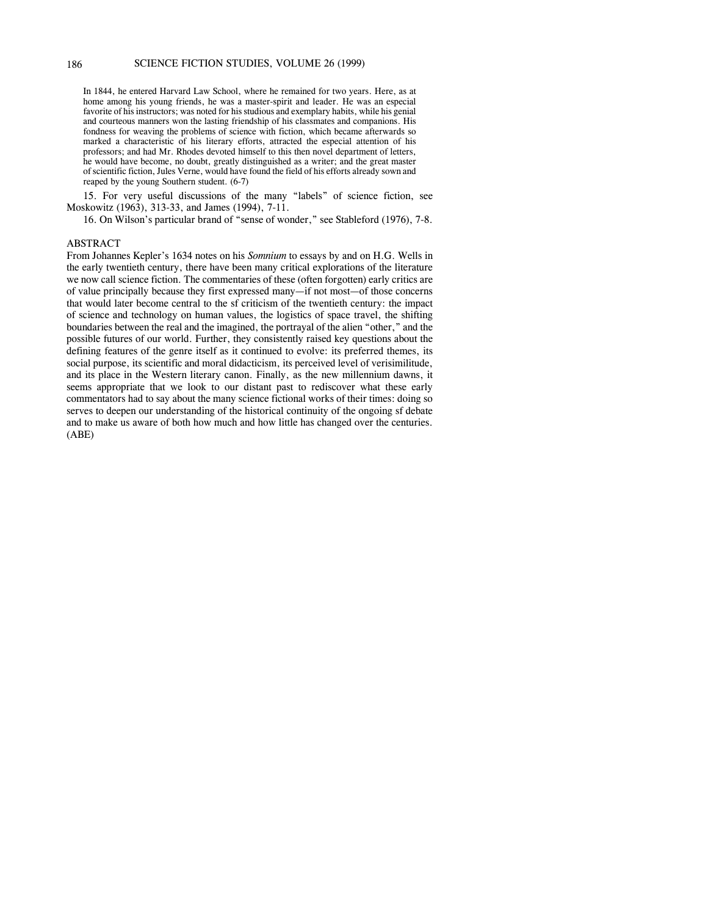> In 1844, he entered Harvard Law School, where he remained for two years. Here, as at home among his young friends, he was a master-spirit and leader. He was an especial favorite of his instructors; was noted for his studious and exemplary habits, while his genial and courteous manners won the lasting friendship of his classmates and companions. His fondness for weaving the problems of science with fiction, which became afterwards so marked a characteristic of his literary efforts, attracted the especial attention of his professors; and had Mr. Rhodes devoted himself to this then novel department of letters, he would have become, no doubt, greatly distinguished as a writer; and the great master of scientific fiction, Jules Verne, would have found the field of his efforts already sown and reaped by the young Southern student. (6-7)

15. For very useful discussions of the many "labels" of science fiction, see Moskowitz (1963), 313-33, and James (1994), 7-11.

16. On Wilson's particular brand of "sense of wonder," see Stableford (1976), 7-8.

## ABSTRACT

From Johannes Kepler's 1634 notes on his *Somnium* to essays by and on H.G. Wells in the early twentieth century, there have been many critical explorations of the literature we now call science fiction. The commentaries of these (often forgotten) early critics are of value principally because they first expressed many—if not most—of those concerns that would later become central to the sf criticism of the twentieth century: the impact of science and technology on human values, the logistics of space travel, the shifting boundaries between the real and the imagined, the portrayal of the alien "other," and the possible futures of our world. Further, they consistently raised key questions about the defining features of the genre itself as it continued to evolve: its preferred themes, its social purpose, its scientific and moral didacticism, its perceived level of verisimilitude, and its place in the Western literary canon. Finally, as the new millennium dawns, it seems appropriate that we look to our distant past to rediscover what these early commentators had to say about the many science fictional works of their times: doing so serves to deepen our understanding of the historical continuity of the ongoing sf debate and to make us aware of both how much and how little has changed over the centuries. (ABE)